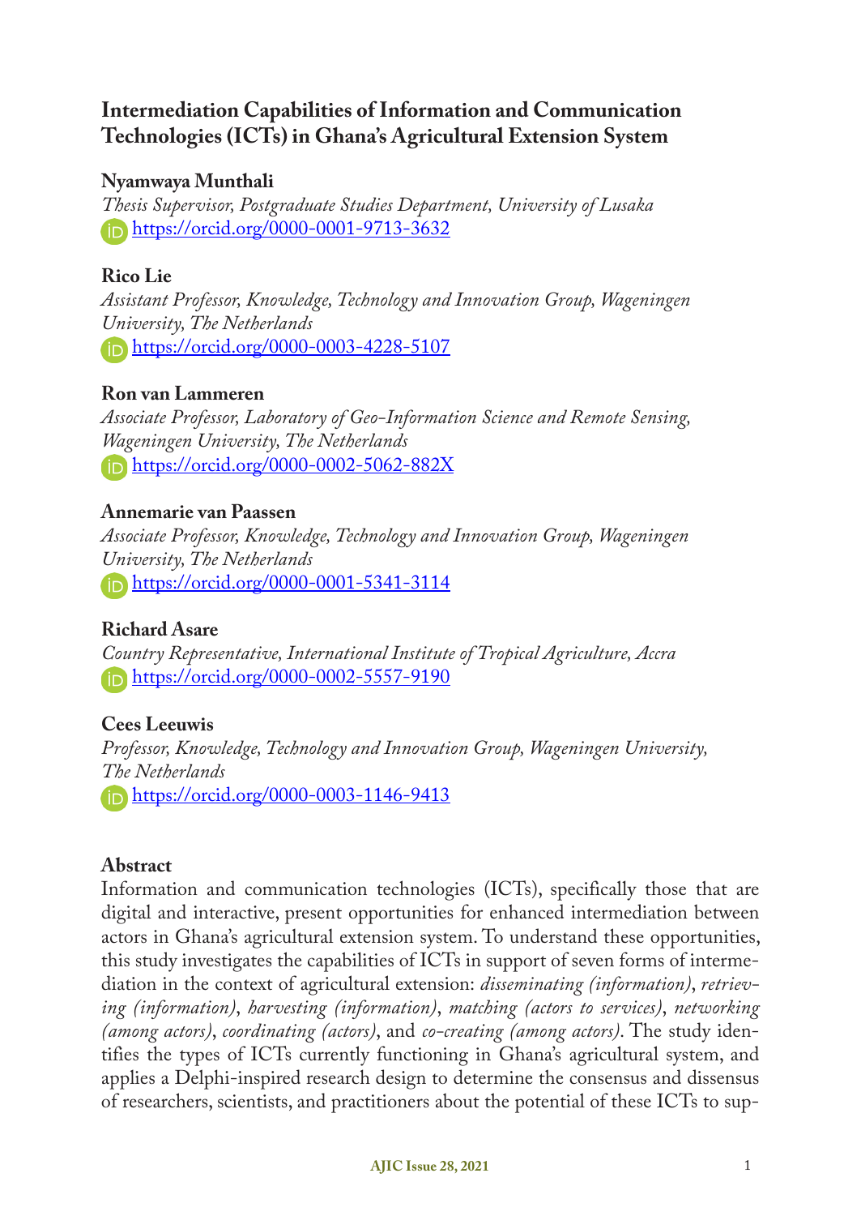# Intermediation Capabilities of Information and Communication Technologies (ICTs) in Ghana's Agricultural Extension System

**Nyamwaya Munthali**

*Thesis Supervisor, Postgraduate Studies Department, University of Lusaka*

https://orcid.org/0000-0001-9713-3632

**Rico Lie**

*Assistant Professor, Knowledge, Technology and Innovation Group, Wageningen University, The Netherlands*

https://orcid.org/0000-0003-4228-5107

**Ron van Lammeren**

*Associate Professor, Laboratory of Geo-Information Science and Remote Sensing, Wageningen University, The Netherlands*

https://orcid.org/0000-0002-5062-882X

**Annemarie van Paassen**

*Associate Professor, Knowledge, Technology and Innovation Group, Wageningen University, The Netherlands*

https://orcid.org/0000-0001-5341-3114

**Richard Asare**

*Country Representative, International Institute of Tropical Agriculture, Accra*

https://orcid.org/0000-0002-5557-9190

**Cees Leeuwis**

*Professor, Knowledge, Technology and Innovation Group, Wageningen University, The Netherlands*

https://orcid.org/0000-0003-1146-9413

## Abstract

Information and communication technologies (ICTs), specifically those that are digital and interactive, present opportunities for enhanced intermediation between actors in Ghana's agricultural extension system. To understand these opportunities, this study investigates the capabilities of ICTs in support of seven forms of intermediation in the context of agricultural extension: *disseminating (information)*, *retrieving (information)*, *harvesting (information)*, *matching (actors to services)*, *networking (among actors)*, *coordinating (actors)*, and *co-creating (among actors)*. The study identifies the types of ICTs currently functioning in Ghana's agricultural system, and applies a Delphi-inspired research design to determine the consensus and dissensus of researchers, scientists, and practitioners about the potential of these ICTs to sup-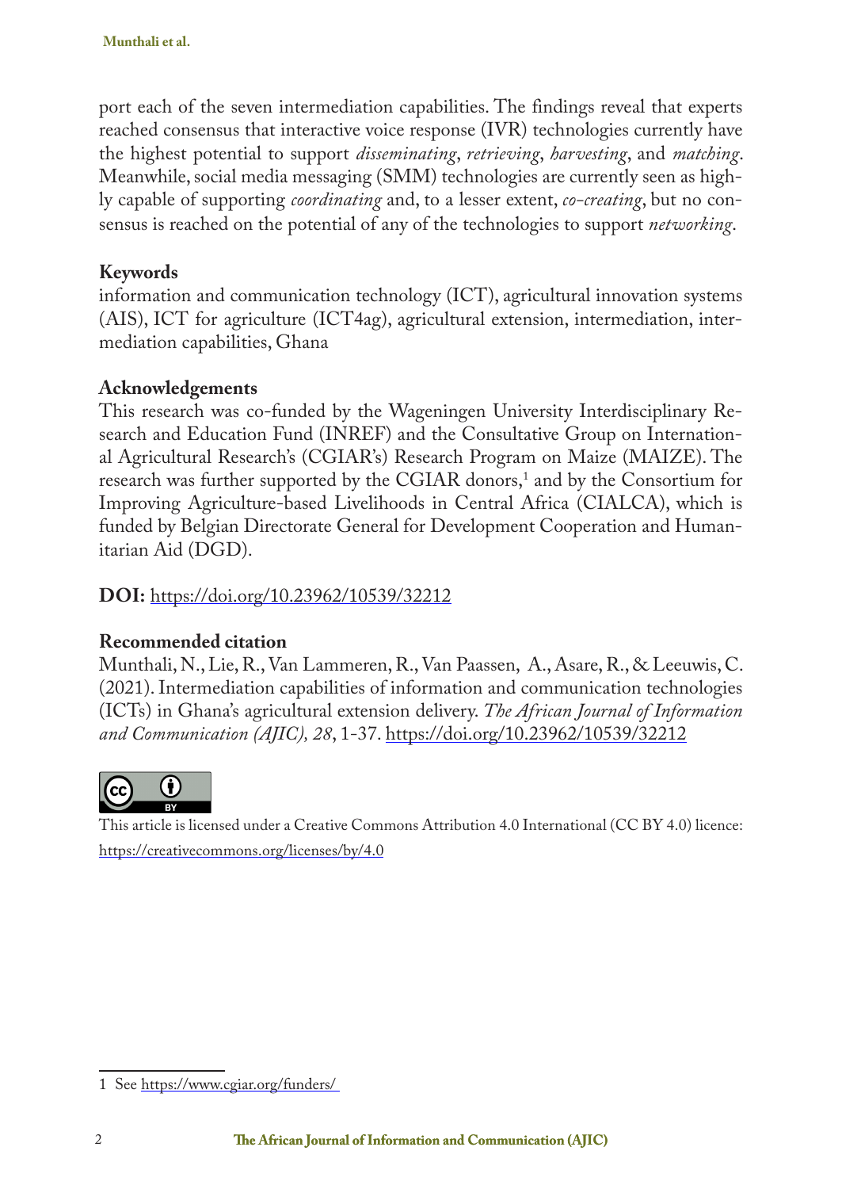port each of the seven intermediation capabilities. The findings reveal that experts reached consensus that interactive voice response (IVR) technologies currently have the highest potential to support *disseminating*, *retrieving*, *harvesting*, and *matching*. Meanwhile, social media messaging (SMM) technologies are currently seen as highly capable of supporting *coordinating* and, to a lesser extent, *co-creating*, but no consensus is reached on the potential of any of the technologies to support *networking*.

### Keywords

information and communication technology (ICT), agricultural innovation systems (AIS), ICT for agriculture (ICT4ag), agricultural extension, intermediation, intermediation capabilities, Ghana

### Acknowledgements

This research was co-funded by the Wageningen University Interdisciplinary Research and Education Fund (INREF) and the Consultative Group on International Agricultural Research's (CGIAR's) Research Program on Maize (MAIZE). The research was further supported by the CGIAR donors,[1] and by the Consortium for Improving Agriculture-based Livelihoods in Central Africa (CIALCA), which is funded by Belgian Directorate General for Development Cooperation and Humanitarian Aid (DGD).

**DOI:** https://doi.org/10.23962/10539/32212

### Recommended citation

Munthali, N., Lie, R., Van Lammeren, R., Van Paassen, A., Asare, R., & Leeuwis, C. (2021). Intermediation capabilities of information and communication technologies (ICTs) in Ghana's agricultural extension delivery. *The African Journal of Information and Communication (AJIC), 28*, 1-37. https://doi.org/10.23962/10539/32212

This article is licensed under a Creative Commons Attribution 4.0 International (CC BY 4.0) licence: https://creativecommons.org/licenses/by/4.0

[1] See https://www.cgiar.org/funders/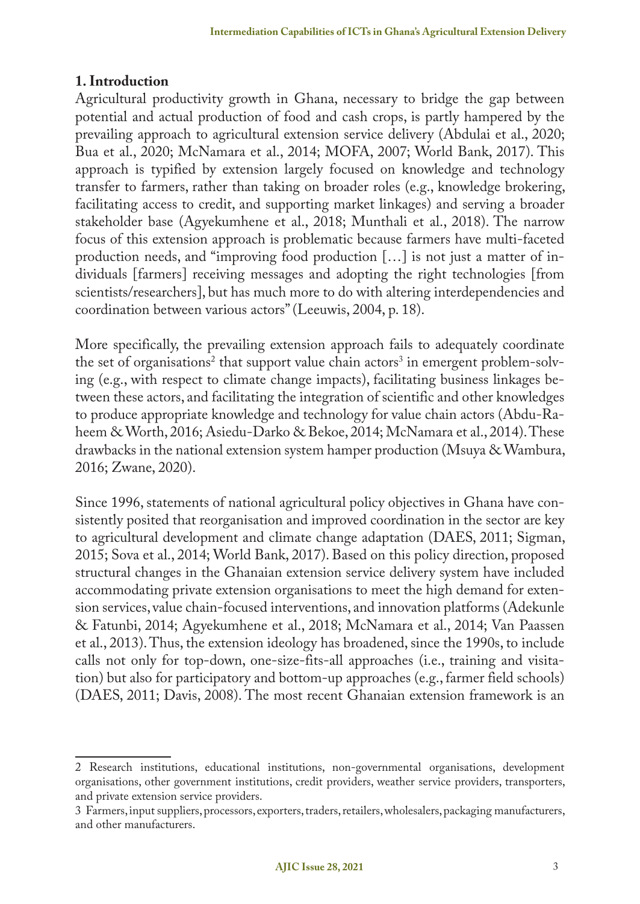## 1. Introduction

Agricultural productivity growth in Ghana, necessary to bridge the gap between potential and actual production of food and cash crops, is partly hampered by the prevailing approach to agricultural extension service delivery (Abdulai et al., 2020; Bua et al., 2020; McNamara et al., 2014; MOFA, 2007; World Bank, 2017). This approach is typified by extension largely focused on knowledge and technology transfer to farmers, rather than taking on broader roles (e.g., knowledge brokering, facilitating access to credit, and supporting market linkages) and serving a broader stakeholder base (Agyekumhene et al., 2018; Munthali et al., 2018). The narrow focus of this extension approach is problematic because farmers have multi-faceted production needs, and "improving food production […] is not just a matter of individuals [farmers] receiving messages and adopting the right technologies [from scientists/researchers], but has much more to do with altering interdependencies and coordination between various actors" (Leeuwis, 2004, p. 18).

More specifically, the prevailing extension approach fails to adequately coordinate the set of organisations[2] that support value chain actors[3] in emergent problem-solving (e.g., with respect to climate change impacts), facilitating business linkages between these actors, and facilitating the integration of scientific and other knowledges to produce appropriate knowledge and technology for value chain actors (Abdu-Raheem & Worth, 2016; Asiedu-Darko & Bekoe, 2014; McNamara et al., 2014). These drawbacks in the national extension system hamper production (Msuya & Wambura, 2016; Zwane, 2020).

Since 1996, statements of national agricultural policy objectives in Ghana have consistently posited that reorganisation and improved coordination in the sector are key to agricultural development and climate change adaptation (DAES, 2011; Sigman, 2015; Sova et al., 2014; World Bank, 2017). Based on this policy direction, proposed structural changes in the Ghanaian extension service delivery system have included accommodating private extension organisations to meet the high demand for extension services, value chain-focused interventions, and innovation platforms (Adekunle & Fatunbi, 2014; Agyekumhene et al., 2018; McNamara et al., 2014; Van Paassen et al., 2013). Thus, the extension ideology has broadened, since the 1990s, to include calls not only for top-down, one-size-fits-all approaches (i.e., training and visitation) but also for participatory and bottom-up approaches (e.g., farmer field schools) (DAES, 2011; Davis, 2008). The most recent Ghanaian extension framework is an

---

2 Research institutions, educational institutions, non-governmental organisations, development organisations, other government institutions, credit providers, weather service providers, transporters, and private extension service providers.

3 Farmers, input suppliers, processors, exporters, traders, retailers, wholesalers, packaging manufacturers, and other manufacturers.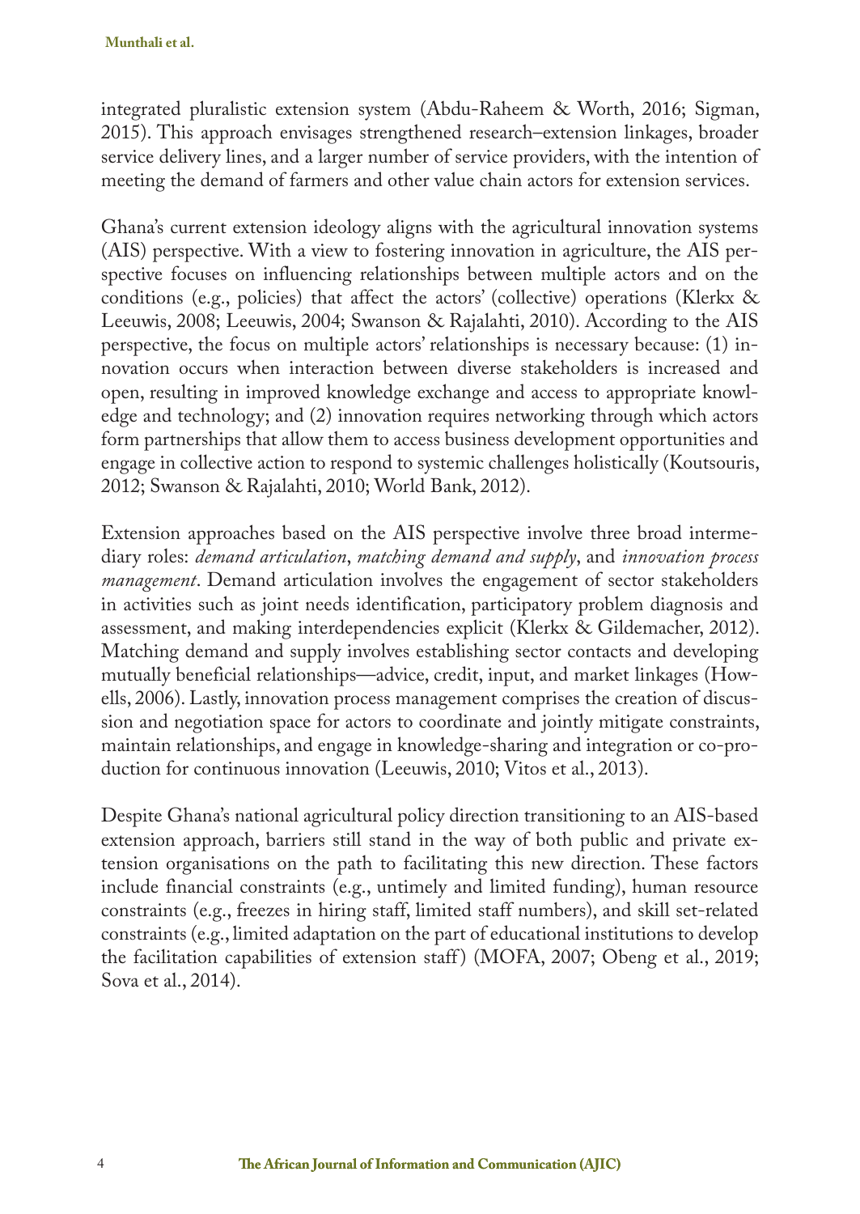integrated pluralistic extension system (Abdu-Raheem & Worth, 2016; Sigman, 2015). This approach envisages strengthened research–extension linkages, broader service delivery lines, and a larger number of service providers, with the intention of meeting the demand of farmers and other value chain actors for extension services.

Ghana's current extension ideology aligns with the agricultural innovation systems (AIS) perspective. With a view to fostering innovation in agriculture, the AIS perspective focuses on influencing relationships between multiple actors and on the conditions (e.g., policies) that affect the actors' (collective) operations (Klerkx & Leeuwis, 2008; Leeuwis, 2004; Swanson & Rajalahti, 2010). According to the AIS perspective, the focus on multiple actors' relationships is necessary because: (1) innovation occurs when interaction between diverse stakeholders is increased and open, resulting in improved knowledge exchange and access to appropriate knowledge and technology; and (2) innovation requires networking through which actors form partnerships that allow them to access business development opportunities and engage in collective action to respond to systemic challenges holistically (Koutsouris, 2012; Swanson & Rajalahti, 2010; World Bank, 2012).

Extension approaches based on the AIS perspective involve three broad intermediary roles: *demand articulation*, *matching demand and supply*, and *innovation process management*. Demand articulation involves the engagement of sector stakeholders in activities such as joint needs identification, participatory problem diagnosis and assessment, and making interdependencies explicit (Klerkx & Gildemacher, 2012). Matching demand and supply involves establishing sector contacts and developing mutually beneficial relationships—advice, credit, input, and market linkages (Howells, 2006). Lastly, innovation process management comprises the creation of discussion and negotiation space for actors to coordinate and jointly mitigate constraints, maintain relationships, and engage in knowledge-sharing and integration or co-production for continuous innovation (Leeuwis, 2010; Vitos et al., 2013).

Despite Ghana's national agricultural policy direction transitioning to an AIS-based extension approach, barriers still stand in the way of both public and private extension organisations on the path to facilitating this new direction. These factors include financial constraints (e.g., untimely and limited funding), human resource constraints (e.g., freezes in hiring staff, limited staff numbers), and skill set-related constraints (e.g., limited adaptation on the part of educational institutions to develop the facilitation capabilities of extension staff) (MOFA, 2007; Obeng et al., 2019; Sova et al., 2014).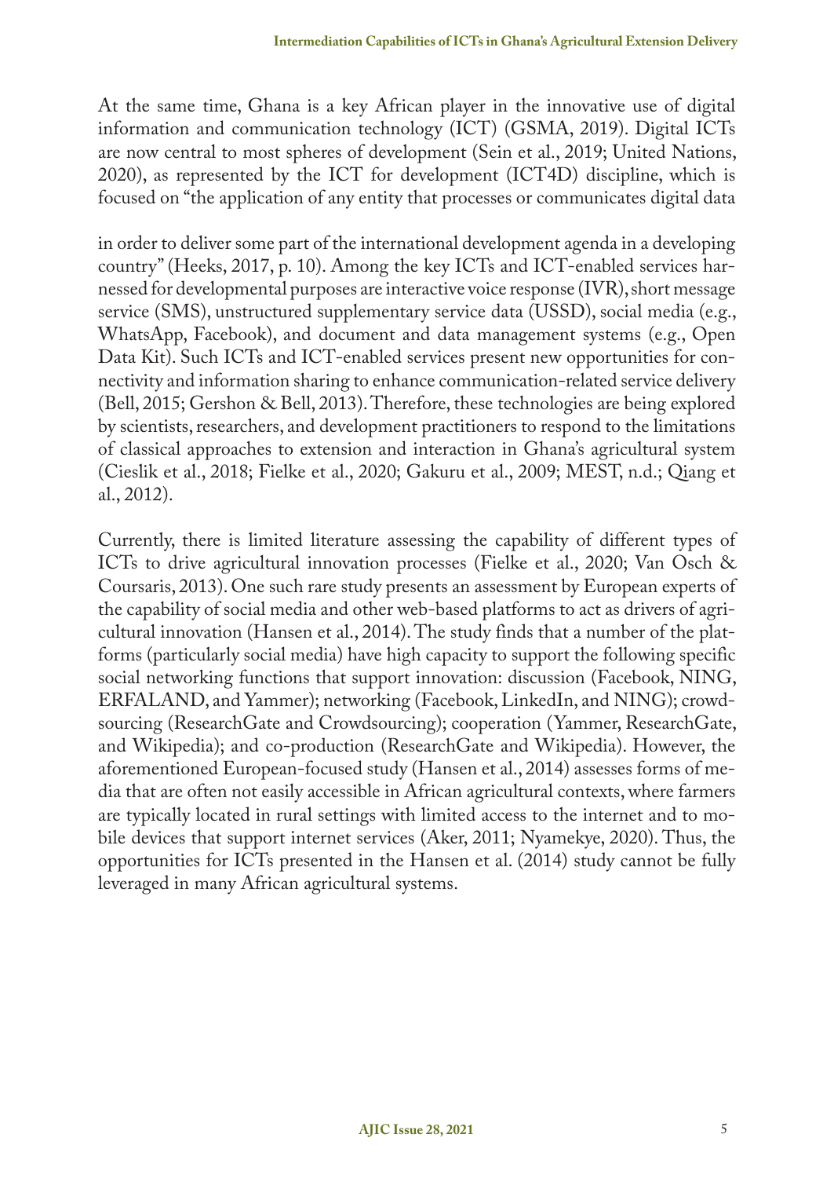At the same time, Ghana is a key African player in the innovative use of digital information and communication technology (ICT) (GSMA, 2019). Digital ICTs are now central to most spheres of development (Sein et al., 2019; United Nations, 2020), as represented by the ICT for development (ICT4D) discipline, which is focused on "the application of any entity that processes or communicates digital data in order to deliver some part of the international development agenda in a developing country" (Heeks, 2017, p. 10). Among the key ICTs and ICT-enabled services harnessed for developmental purposes are interactive voice response (IVR), short message service (SMS), unstructured supplementary service data (USSD), social media (e.g., WhatsApp, Facebook), and document and data management systems (e.g., Open Data Kit). Such ICTs and ICT-enabled services present new opportunities for connectivity and information sharing to enhance communication-related service delivery (Bell, 2015; Gershon & Bell, 2013). Therefore, these technologies are being explored by scientists, researchers, and development practitioners to respond to the limitations of classical approaches to extension and interaction in Ghana's agricultural system (Cieslik et al., 2018; Fielke et al., 2020; Gakuru et al., 2009; MEST, n.d.; Qiang et al., 2012).

Currently, there is limited literature assessing the capability of different types of ICTs to drive agricultural innovation processes (Fielke et al., 2020; Van Osch & Coursaris, 2013). One such rare study presents an assessment by European experts of the capability of social media and other web-based platforms to act as drivers of agricultural innovation (Hansen et al., 2014). The study finds that a number of the platforms (particularly social media) have high capacity to support the following specific social networking functions that support innovation: discussion (Facebook, NING, ERFALAND, and Yammer); networking (Facebook, LinkedIn, and NING); crowdsourcing (ResearchGate and Crowdsourcing); cooperation (Yammer, ResearchGate, and Wikipedia); and co-production (ResearchGate and Wikipedia). However, the aforementioned European-focused study (Hansen et al., 2014) assesses forms of media that are often not easily accessible in African agricultural contexts, where farmers are typically located in rural settings with limited access to the internet and to mobile devices that support internet services (Aker, 2011; Nyamekye, 2020). Thus, the opportunities for ICTs presented in the Hansen et al. (2014) study cannot be fully leveraged in many African agricultural systems.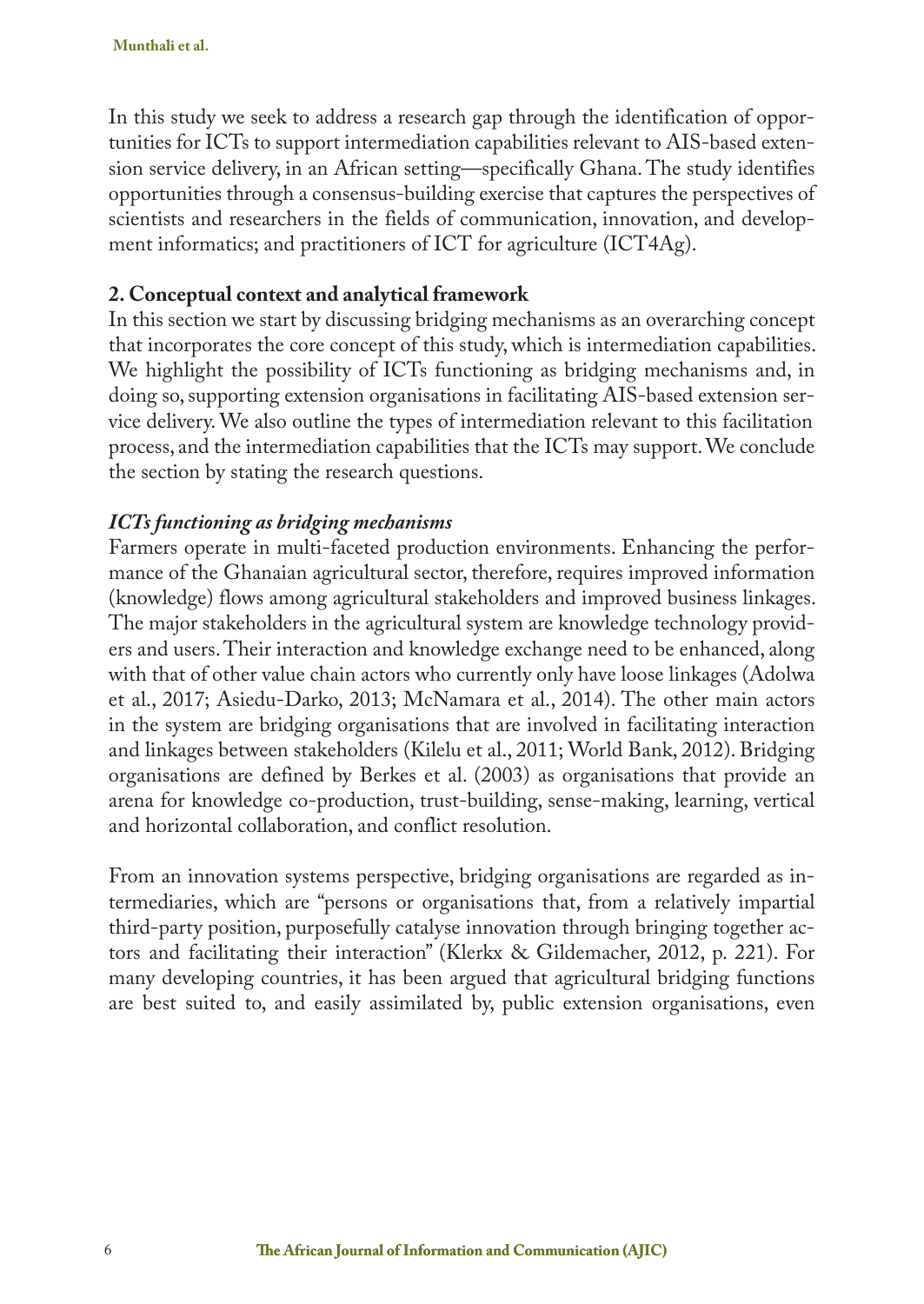In this study we seek to address a research gap through the identification of opportunities for ICTs to support intermediation capabilities relevant to AIS-based extension service delivery, in an African setting—specifically Ghana. The study identifies opportunities through a consensus-building exercise that captures the perspectives of scientists and researchers in the fields of communication, innovation, and development informatics; and practitioners of ICT for agriculture (ICT4Ag).

## 2. Conceptual context and analytical framework

In this section we start by discussing bridging mechanisms as an overarching concept that incorporates the core concept of this study, which is intermediation capabilities. We highlight the possibility of ICTs functioning as bridging mechanisms and, in doing so, supporting extension organisations in facilitating AIS-based extension service delivery. We also outline the types of intermediation relevant to this facilitation process, and the intermediation capabilities that the ICTs may support. We conclude the section by stating the research questions.

### *ICTs functioning as bridging mechanisms*

Farmers operate in multi-faceted production environments. Enhancing the performance of the Ghanaian agricultural sector, therefore, requires improved information (knowledge) flows among agricultural stakeholders and improved business linkages. The major stakeholders in the agricultural system are knowledge technology providers and users. Their interaction and knowledge exchange need to be enhanced, along with that of other value chain actors who currently only have loose linkages (Adolwa et al., 2017; Asiedu-Darko, 2013; McNamara et al., 2014). The other main actors in the system are bridging organisations that are involved in facilitating interaction and linkages between stakeholders (Kilelu et al., 2011; World Bank, 2012). Bridging organisations are defined by Berkes et al. (2003) as organisations that provide an arena for knowledge co-production, trust-building, sense-making, learning, vertical and horizontal collaboration, and conflict resolution.

From an innovation systems perspective, bridging organisations are regarded as intermediaries, which are "persons or organisations that, from a relatively impartial third-party position, purposefully catalyse innovation through bringing together actors and facilitating their interaction" (Klerkx & Gildemacher, 2012, p. 221). For many developing countries, it has been argued that agricultural bridging functions are best suited to, and easily assimilated by, public extension organisations, even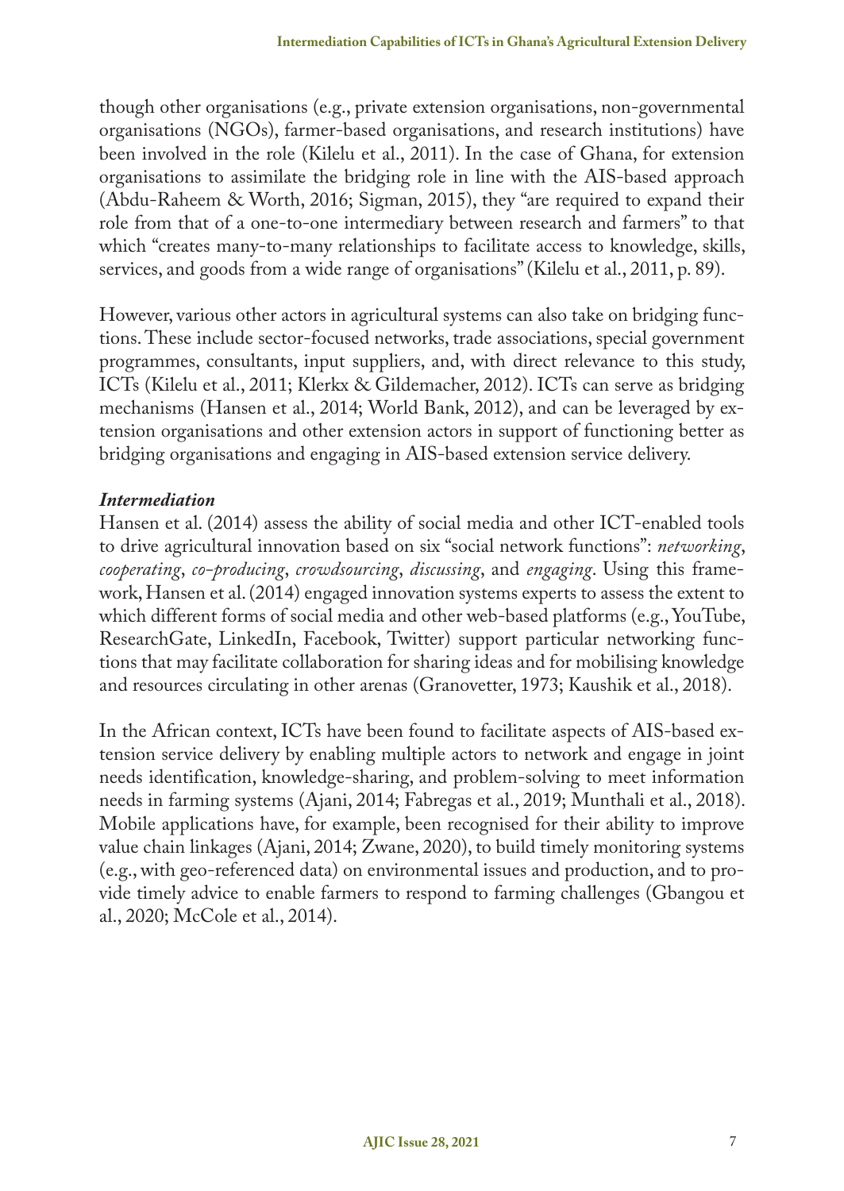though other organisations (e.g., private extension organisations, non-governmental organisations (NGOs), farmer-based organisations, and research institutions) have been involved in the role (Kilelu et al., 2011). In the case of Ghana, for extension organisations to assimilate the bridging role in line with the AIS-based approach (Abdu-Raheem & Worth, 2016; Sigman, 2015), they "are required to expand their role from that of a one-to-one intermediary between research and farmers" to that which "creates many-to-many relationships to facilitate access to knowledge, skills, services, and goods from a wide range of organisations" (Kilelu et al., 2011, p. 89).

However, various other actors in agricultural systems can also take on bridging functions. These include sector-focused networks, trade associations, special government programmes, consultants, input suppliers, and, with direct relevance to this study, ICTs (Kilelu et al., 2011; Klerkx & Gildemacher, 2012). ICTs can serve as bridging mechanisms (Hansen et al., 2014; World Bank, 2012), and can be leveraged by extension organisations and other extension actors in support of functioning better as bridging organisations and engaging in AIS-based extension service delivery.

### *Intermediation*

Hansen et al. (2014) assess the ability of social media and other ICT-enabled tools to drive agricultural innovation based on six "social network functions": *networking*, *cooperating*, *co-producing*, *crowdsourcing*, *discussing*, and *engaging*. Using this framework, Hansen et al. (2014) engaged innovation systems experts to assess the extent to which different forms of social media and other web-based platforms (e.g., YouTube, ResearchGate, LinkedIn, Facebook, Twitter) support particular networking functions that may facilitate collaboration for sharing ideas and for mobilising knowledge and resources circulating in other arenas (Granovetter, 1973; Kaushik et al., 2018).

In the African context, ICTs have been found to facilitate aspects of AIS-based extension service delivery by enabling multiple actors to network and engage in joint needs identification, knowledge-sharing, and problem-solving to meet information needs in farming systems (Ajani, 2014; Fabregas et al., 2019; Munthali et al., 2018). Mobile applications have, for example, been recognised for their ability to improve value chain linkages (Ajani, 2014; Zwane, 2020), to build timely monitoring systems (e.g., with geo-referenced data) on environmental issues and production, and to provide timely advice to enable farmers to respond to farming challenges (Gbangou et al., 2020; McCole et al., 2014).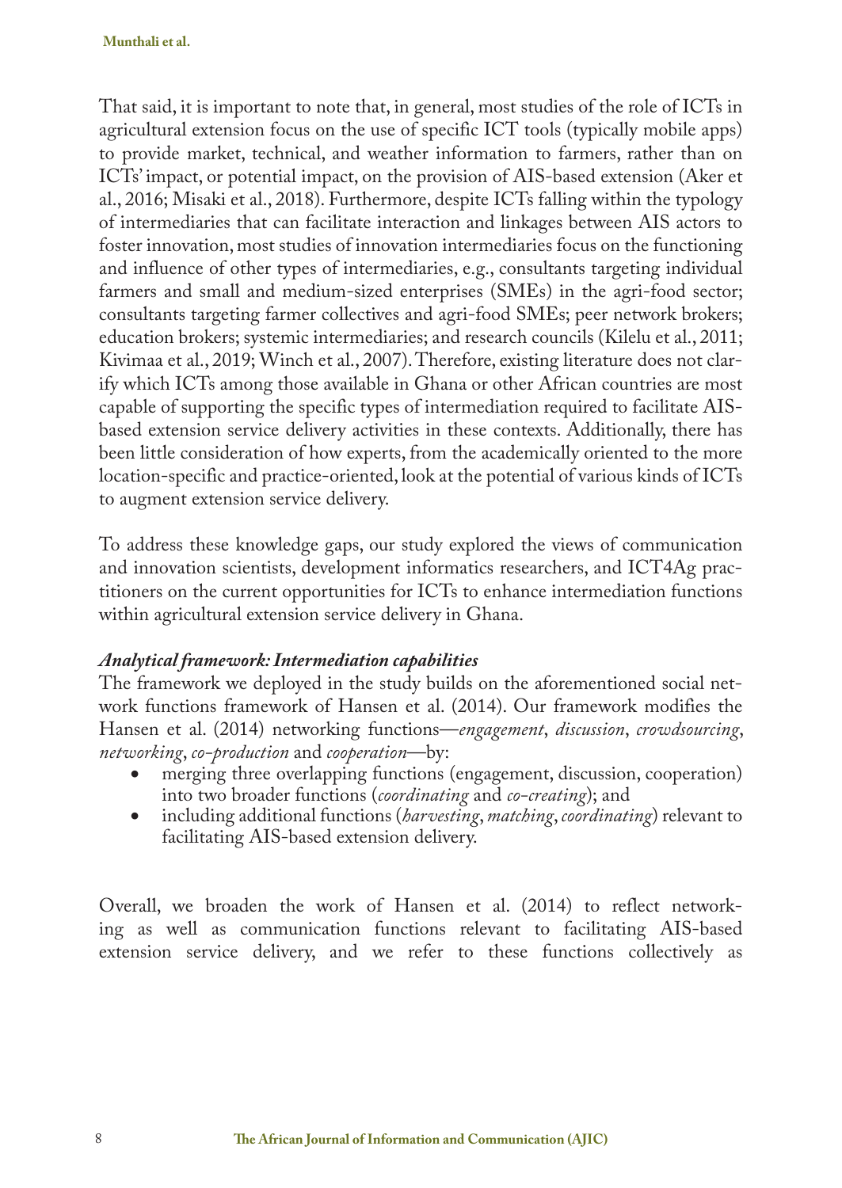That said, it is important to note that, in general, most studies of the role of ICTs in agricultural extension focus on the use of specific ICT tools (typically mobile apps) to provide market, technical, and weather information to farmers, rather than on ICTs' impact, or potential impact, on the provision of AIS-based extension (Aker et al., 2016; Misaki et al., 2018). Furthermore, despite ICTs falling within the typology of intermediaries that can facilitate interaction and linkages between AIS actors to foster innovation, most studies of innovation intermediaries focus on the functioning and influence of other types of intermediaries, e.g., consultants targeting individual farmers and small and medium-sized enterprises (SMEs) in the agri-food sector; consultants targeting farmer collectives and agri-food SMEs; peer network brokers; education brokers; systemic intermediaries; and research councils (Kilelu et al., 2011; Kivimaa et al., 2019; Winch et al., 2007). Therefore, existing literature does not clarify which ICTs among those available in Ghana or other African countries are most capable of supporting the specific types of intermediation required to facilitate AIS-based extension service delivery activities in these contexts. Additionally, there has been little consideration of how experts, from the academically oriented to the more location-specific and practice-oriented, look at the potential of various kinds of ICTs to augment extension service delivery.

To address these knowledge gaps, our study explored the views of communication and innovation scientists, development informatics researchers, and ICT4Ag practitioners on the current opportunities for ICTs to enhance intermediation functions within agricultural extension service delivery in Ghana.

### *Analytical framework: Intermediation capabilities*

The framework we deployed in the study builds on the aforementioned social network functions framework of Hansen et al. (2014). Our framework modifies the Hansen et al. (2014) networking functions—*engagement*, *discussion*, *crowdsourcing*, *networking*, *co-production* and *cooperation*—by:

- merging three overlapping functions (engagement, discussion, cooperation) into two broader functions (*coordinating* and *co-creating*); and
- including additional functions (*harvesting*, *matching*, *coordinating*) relevant to facilitating AIS-based extension delivery.

Overall, we broaden the work of Hansen et al. (2014) to reflect networking as well as communication functions relevant to facilitating AIS-based extension service delivery, and we refer to these functions collectively as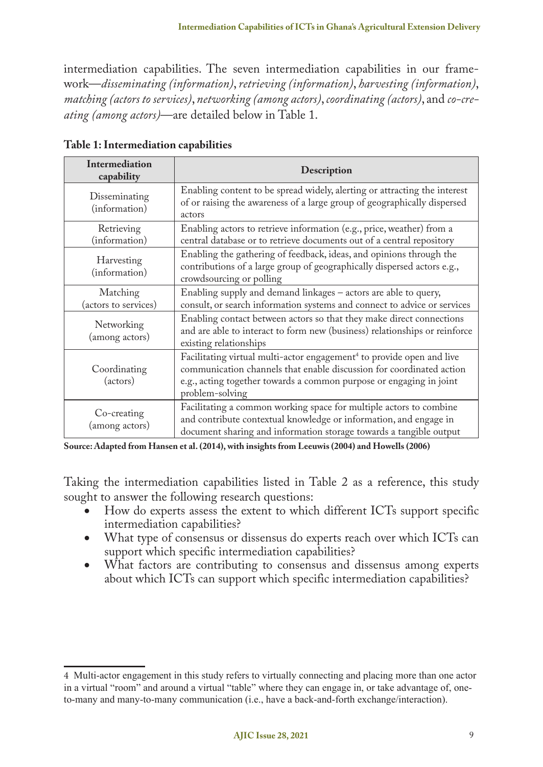intermediation capabilities. The seven intermediation capabilities in our framework—*disseminating (information)*, *retrieving (information)*, *harvesting (information)*, *matching (actors to services)*, *networking (among actors)*, *coordinating (actors)*, and *co-creating (among actors)*—are detailed below in Table 1.

**Table 1: Intermediation capabilities**

| Intermediation capability | Description |
|---|---|
| Disseminating (information) | Enabling content to be spread widely, alerting or attracting the interest of or raising the awareness of a large group of geographically dispersed actors |
| Retrieving (information) | Enabling actors to retrieve information (e.g., price, weather) from a central database or to retrieve documents out of a central repository |
| Harvesting (information) | Enabling the gathering of feedback, ideas, and opinions through the contributions of a large group of geographically dispersed actors e.g., crowdsourcing or polling |
| Matching (actors to services) | Enabling supply and demand linkages – actors are able to query, consult, or search information systems and connect to advice or services |
| Networking (among actors) | Enabling contact between actors so that they make direct connections and are able to interact to form new (business) relationships or reinforce existing relationships |
| Coordinating (actors) | Facilitating virtual multi-actor engagement[4] to provide open and live communication channels that enable discussion for coordinated action e.g., acting together towards a common purpose or engaging in joint problem-solving |
| Co-creating (among actors) | Facilitating a common working space for multiple actors to combine and contribute contextual knowledge or information, and engage in document sharing and information storage towards a tangible output |

**Source: Adapted from Hansen et al. (2014), with insights from Leeuwis (2004) and Howells (2006)**

Taking the intermediation capabilities listed in Table 2 as a reference, this study sought to answer the following research questions:

- How do experts assess the extent to which different ICTs support specific intermediation capabilities?
- What type of consensus or dissensus do experts reach over which ICTs can support which specific intermediation capabilities?
- What factors are contributing to consensus and dissensus among experts about which ICTs can support which specific intermediation capabilities?

---

4 Multi-actor engagement in this study refers to virtually connecting and placing more than one actor in a virtual "room" and around a virtual "table" where they can engage in, or take advantage of, one-to-many and many-to-many communication (i.e., have a back-and-forth exchange/interaction).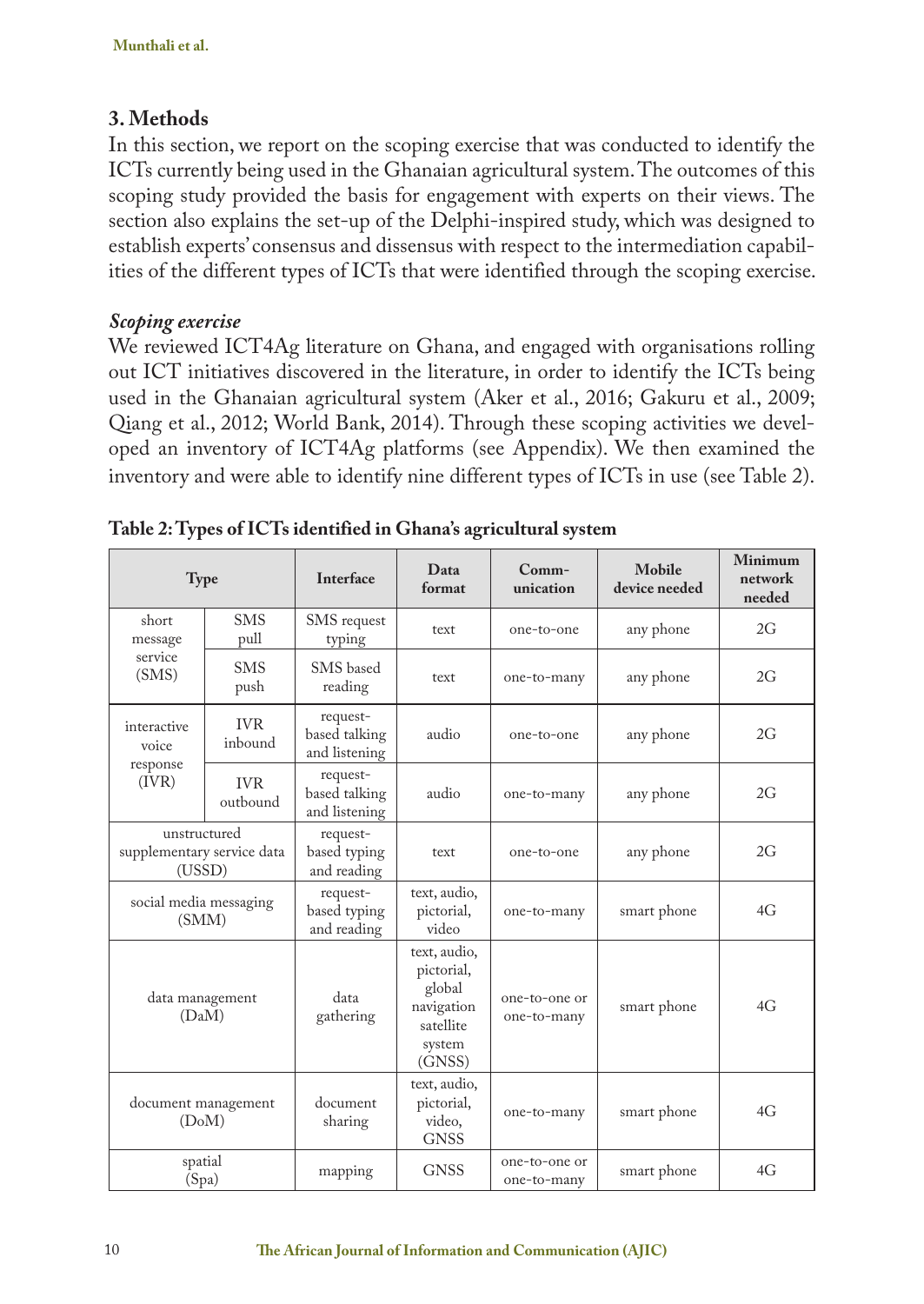## 3. Methods

In this section, we report on the scoping exercise that was conducted to identify the ICTs currently being used in the Ghanaian agricultural system. The outcomes of this scoping study provided the basis for engagement with experts on their views. The section also explains the set-up of the Delphi-inspired study, which was designed to establish experts' consensus and dissensus with respect to the intermediation capabilities of the different types of ICTs that were identified through the scoping exercise.

### *Scoping exercise*

We reviewed ICT4Ag literature on Ghana, and engaged with organisations rolling out ICT initiatives discovered in the literature, in order to identify the ICTs being used in the Ghanaian agricultural system (Aker et al., 2016; Gakuru et al., 2009; Qiang et al., 2012; World Bank, 2014). Through these scoping activities we developed an inventory of ICT4Ag platforms (see Appendix). We then examined the inventory and were able to identify nine different types of ICTs in use (see Table 2).

**Table 2: Types of ICTs identified in Ghana's agricultural system**

| Type | | Interface | Data format | Comm-unication | Mobile device needed | Minimum network needed |
|---|---|---|---|---|---|---|
| short message service (SMS) | SMS pull | SMS request typing | text | one-to-one | any phone | 2G |
| | SMS push | SMS based reading | text | one-to-many | any phone | 2G |
| interactive voice response (IVR) | IVR inbound | request-based talking and listening | audio | one-to-one | any phone | 2G |
| | IVR outbound | request-based talking and listening | audio | one-to-many | any phone | 2G |
| unstructured supplementary service data (USSD) | | request-based typing and reading | text | one-to-one | any phone | 2G |
| social media messaging (SMM) | | request-based typing and reading | text, audio, pictorial, video | one-to-many | smart phone | 4G |
| data management (DaM) | | data gathering | text, audio, pictorial, global navigation satellite system (GNSS) | one-to-one or one-to-many | smart phone | 4G |
| document management (DoM) | | document sharing | text, audio, pictorial, video, GNSS | one-to-many | smart phone | 4G |
| spatial (Spa) | | mapping | GNSS | one-to-one or one-to-many | smart phone | 4G |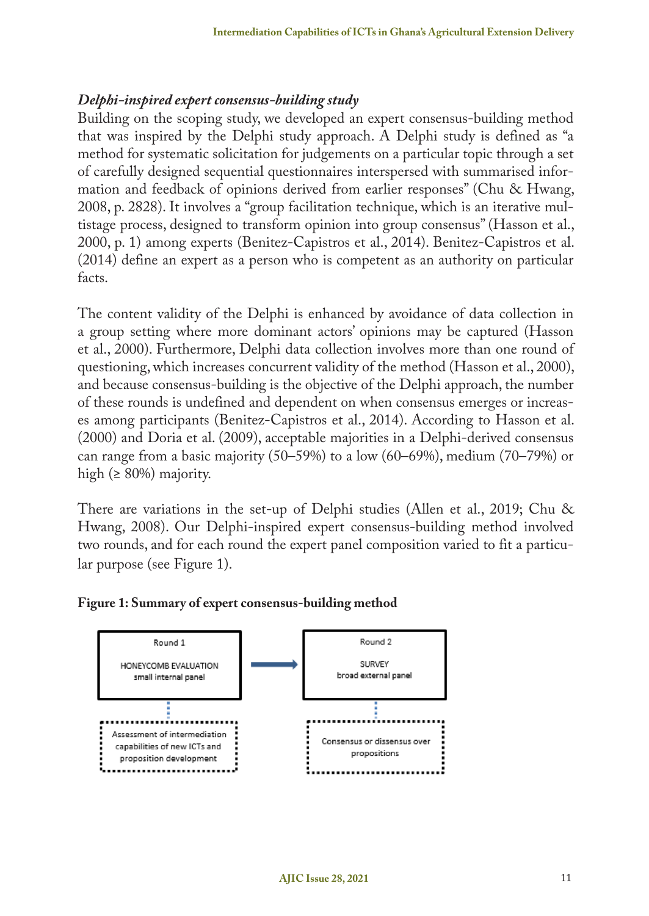### *Delphi-inspired expert consensus-building study*

Building on the scoping study, we developed an expert consensus-building method that was inspired by the Delphi study approach. A Delphi study is defined as "a method for systematic solicitation for judgements on a particular topic through a set of carefully designed sequential questionnaires interspersed with summarised information and feedback of opinions derived from earlier responses" (Chu & Hwang, 2008, p. 2828). It involves a "group facilitation technique, which is an iterative multistage process, designed to transform opinion into group consensus" (Hasson et al., 2000, p. 1) among experts (Benitez-Capistros et al., 2014). Benitez-Capistros et al. (2014) define an expert as a person who is competent as an authority on particular facts.

The content validity of the Delphi is enhanced by avoidance of data collection in a group setting where more dominant actors' opinions may be captured (Hasson et al., 2000). Furthermore, Delphi data collection involves more than one round of questioning, which increases concurrent validity of the method (Hasson et al., 2000), and because consensus-building is the objective of the Delphi approach, the number of these rounds is undefined and dependent on when consensus emerges or increases among participants (Benitez-Capistros et al., 2014). According to Hasson et al. (2000) and Doria et al. (2009), acceptable majorities in a Delphi-derived consensus can range from a basic majority (50–59%) to a low (60–69%), medium (70–79%) or high (≥ 80%) majority.

There are variations in the set-up of Delphi studies (Allen et al., 2019; Chu & Hwang, 2008). Our Delphi-inspired expert consensus-building method involved two rounds, and for each round the expert panel composition varied to fit a particular purpose (see Figure 1).

**Figure 1: Summary of expert consensus-building method**

Round 1
HONEYCOMB EVALUATION
small internal panel
→ Assessment of intermediation capabilities of new ICTs and proposition development

Round 2
SURVEY
broad external panel
→ Consensus or dissensus over propositions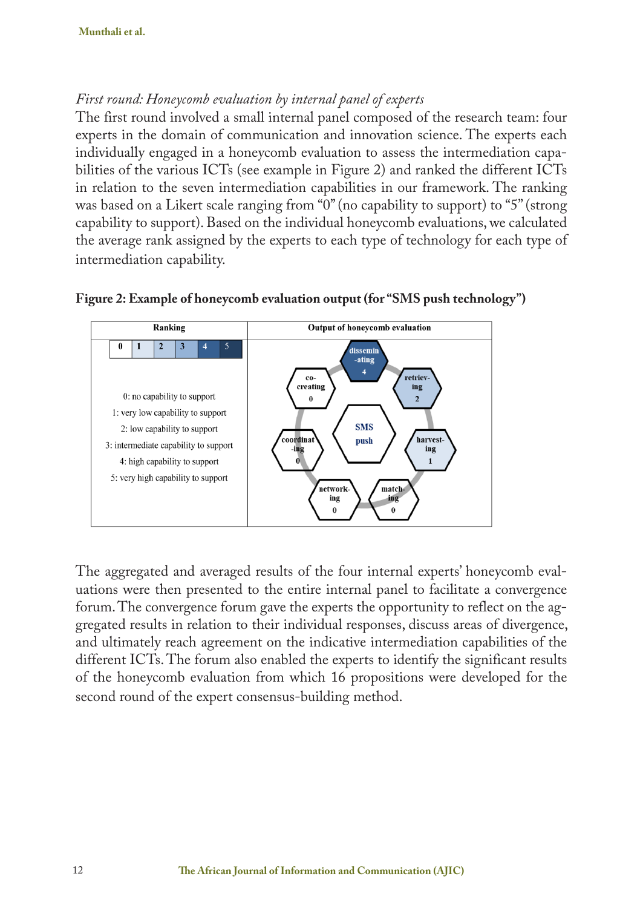*First round: Honeycomb evaluation by internal panel of experts*

The first round involved a small internal panel composed of the research team: four experts in the domain of communication and innovation science. The experts each individually engaged in a honeycomb evaluation to assess the intermediation capabilities of the various ICTs (see example in Figure 2) and ranked the different ICTs in relation to the seven intermediation capabilities in our framework. The ranking was based on a Likert scale ranging from "0" (no capability to support) to "5" (strong capability to support). Based on the individual honeycomb evaluations, we calculated the average rank assigned by the experts to each type of technology for each type of intermediation capability.

**Figure 2: Example of honeycomb evaluation output (for "SMS push technology")**

| Ranking | Output of honeycomb evaluation |
|---|---|
| 0 \| 1 \| 2 \| 3 \| 4 \| 5 | SMS push |
| 0: no capability to support | disseminating: 4 |
| 1: very low capability to support | retrieving: 2 |
| 2: low capability to support | harvesting: 1 |
| 3: intermediate capability to support | matching: 0 |
| 4: high capability to support | networking: 0 |
| 5: very high capability to support | coordinating: 0 |
| | co-creating: 0 |

The aggregated and averaged results of the four internal experts' honeycomb evaluations were then presented to the entire internal panel to facilitate a convergence forum. The convergence forum gave the experts the opportunity to reflect on the aggregated results in relation to their individual responses, discuss areas of divergence, and ultimately reach agreement on the indicative intermediation capabilities of the different ICTs. The forum also enabled the experts to identify the significant results of the honeycomb evaluation from which 16 propositions were developed for the second round of the expert consensus-building method.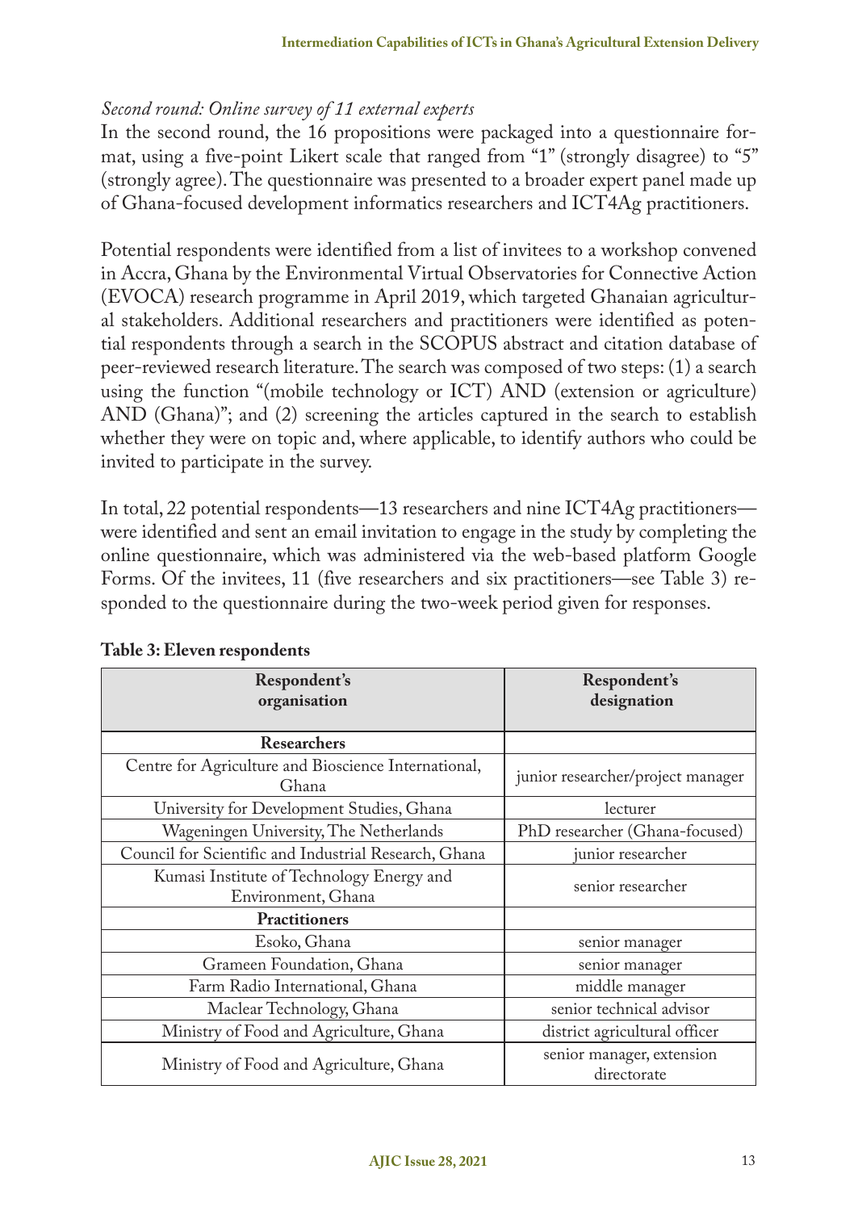*Second round: Online survey of 11 external experts*

In the second round, the 16 propositions were packaged into a questionnaire format, using a five-point Likert scale that ranged from "1" (strongly disagree) to "5" (strongly agree). The questionnaire was presented to a broader expert panel made up of Ghana-focused development informatics researchers and ICT4Ag practitioners.

Potential respondents were identified from a list of invitees to a workshop convened in Accra, Ghana by the Environmental Virtual Observatories for Connective Action (EVOCA) research programme in April 2019, which targeted Ghanaian agricultural stakeholders. Additional researchers and practitioners were identified as potential respondents through a search in the SCOPUS abstract and citation database of peer-reviewed research literature. The search was composed of two steps: (1) a search using the function "(mobile technology or ICT) AND (extension or agriculture) AND (Ghana)"; and (2) screening the articles captured in the search to establish whether they were on topic and, where applicable, to identify authors who could be invited to participate in the survey.

In total, 22 potential respondents—13 researchers and nine ICT4Ag practitioners—were identified and sent an email invitation to engage in the study by completing the online questionnaire, which was administered via the web-based platform Google Forms. Of the invitees, 11 (five researchers and six practitioners—see Table 3) responded to the questionnaire during the two-week period given for responses.

**Table 3: Eleven respondents**

| Respondent's organisation | Respondent's designation |
|---|---|
| **Researchers** | |
| Centre for Agriculture and Bioscience International, Ghana | junior researcher/project manager |
| University for Development Studies, Ghana | lecturer |
| Wageningen University, The Netherlands | PhD researcher (Ghana-focused) |
| Council for Scientific and Industrial Research, Ghana | junior researcher |
| Kumasi Institute of Technology Energy and Environment, Ghana | senior researcher |
| **Practitioners** | |
| Esoko, Ghana | senior manager |
| Grameen Foundation, Ghana | senior manager |
| Farm Radio International, Ghana | middle manager |
| Maclear Technology, Ghana | senior technical advisor |
| Ministry of Food and Agriculture, Ghana | district agricultural officer |
| Ministry of Food and Agriculture, Ghana | senior manager, extension directorate |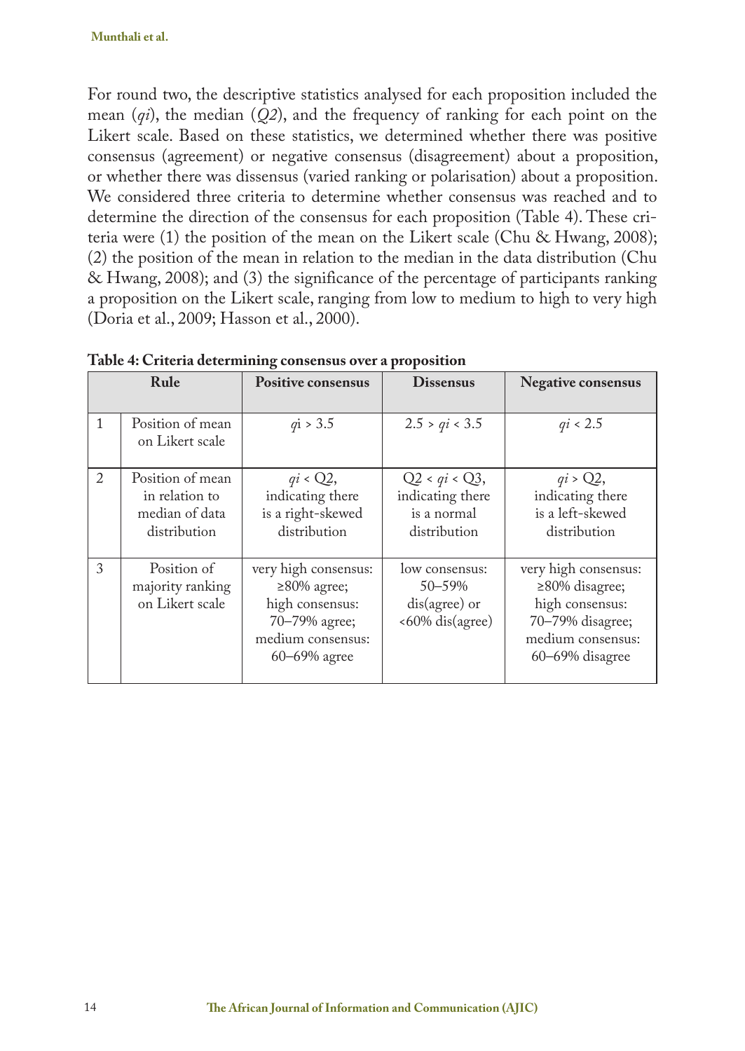For round two, the descriptive statistics analysed for each proposition included the mean ($qi$), the median ($Q2$), and the frequency of ranking for each point on the Likert scale. Based on these statistics, we determined whether there was positive consensus (agreement) or negative consensus (disagreement) about a proposition, or whether there was dissensus (varied ranking or polarisation) about a proposition. We considered three criteria to determine whether consensus was reached and to determine the direction of the consensus for each proposition (Table 4). These criteria were (1) the position of the mean on the Likert scale (Chu & Hwang, 2008); (2) the position of the mean in relation to the median in the data distribution (Chu & Hwang, 2008); and (3) the significance of the percentage of participants ranking a proposition on the Likert scale, ranging from low to medium to high to very high (Doria et al., 2009; Hasson et al., 2000).

**Table 4: Criteria determining consensus over a proposition**

| Rule | | Positive consensus | Dissensus | Negative consensus |
|---|---|---|---|---|
| 1 | Position of mean on Likert scale | $qi > 3.5$ | $2.5 > qi < 3.5$ | $qi < 2.5$ |
| 2 | Position of mean in relation to median of data distribution | $qi < Q2$, indicating there is a right-skewed distribution | $Q2 < qi < Q3$, indicating there is a normal distribution | $qi > Q2$, indicating there is a left-skewed distribution |
| 3 | Position of majority ranking on Likert scale | very high consensus: ≥80% agree; high consensus: 70–79% agree; medium consensus: 60–69% agree | low consensus: 50–59% dis(agree) or <60% dis(agree) | very high consensus: ≥80% disagree; high consensus: 70–79% disagree; medium consensus: 60–69% disagree |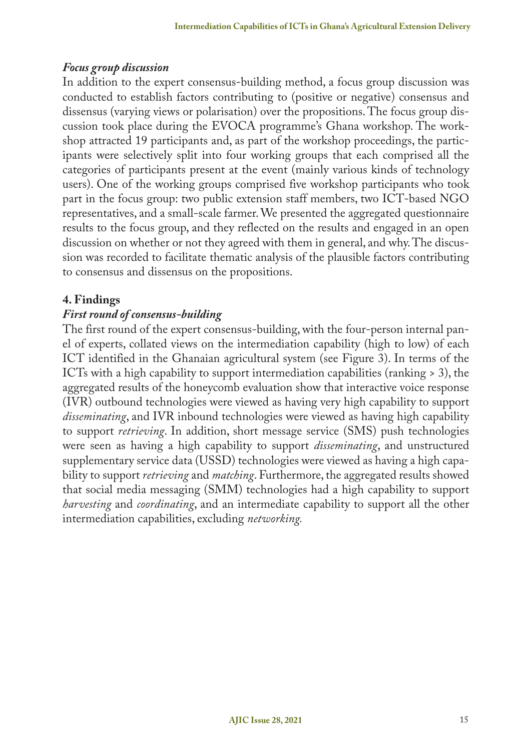### *Focus group discussion*

In addition to the expert consensus-building method, a focus group discussion was conducted to establish factors contributing to (positive or negative) consensus and dissensus (varying views or polarisation) over the propositions. The focus group discussion took place during the EVOCA programme's Ghana workshop. The workshop attracted 19 participants and, as part of the workshop proceedings, the participants were selectively split into four working groups that each comprised all the categories of participants present at the event (mainly various kinds of technology users). One of the working groups comprised five workshop participants who took part in the focus group: two public extension staff members, two ICT-based NGO representatives, and a small-scale farmer. We presented the aggregated questionnaire results to the focus group, and they reflected on the results and engaged in an open discussion on whether or not they agreed with them in general, and why. The discussion was recorded to facilitate thematic analysis of the plausible factors contributing to consensus and dissensus on the propositions.

## 4. Findings

### *First round of consensus-building*

The first round of the expert consensus-building, with the four-person internal panel of experts, collated views on the intermediation capability (high to low) of each ICT identified in the Ghanaian agricultural system (see Figure 3). In terms of the ICTs with a high capability to support intermediation capabilities (ranking > 3), the aggregated results of the honeycomb evaluation show that interactive voice response (IVR) outbound technologies were viewed as having very high capability to support *disseminating*, and IVR inbound technologies were viewed as having high capability to support *retrieving*. In addition, short message service (SMS) push technologies were seen as having a high capability to support *disseminating*, and unstructured supplementary service data (USSD) technologies were viewed as having a high capability to support *retrieving* and *matching*. Furthermore, the aggregated results showed that social media messaging (SMM) technologies had a high capability to support *harvesting* and *coordinating*, and an intermediate capability to support all the other intermediation capabilities, excluding *networking*.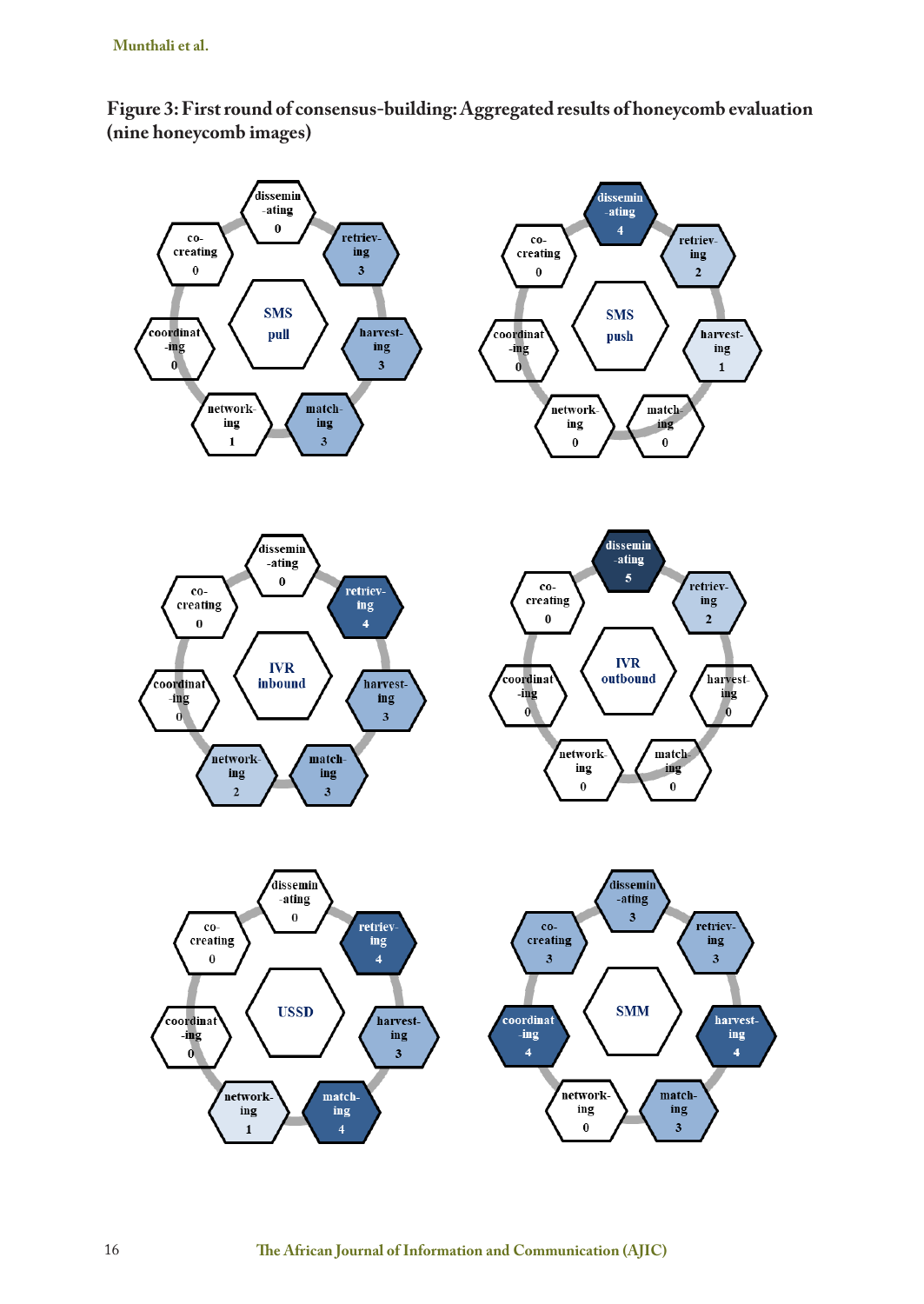**Figure 3: First round of consensus-building: Aggregated results of honeycomb evaluation (nine honeycomb images)**

| | SMS pull | SMS push | IVR inbound | IVR outbound | USSD | SMM |
|---|---|---|---|---|---|---|
| disseminating | 0 | 4 | 0 | 5 | 0 | 3 |
| retrieving | 3 | 2 | 4 | 2 | 4 | 3 |
| harvesting | 3 | 1 | 3 | 0 | 3 | 4 |
| matching | 3 | 0 | 3 | 0 | 4 | 3 |
| networking | 1 | 0 | 2 | 0 | 1 | 0 |
| coordinating | 0 | 0 | 0 | 0 | 0 | 4 |
| co-creating | 0 | 0 | 0 | 0 | 0 | 3 |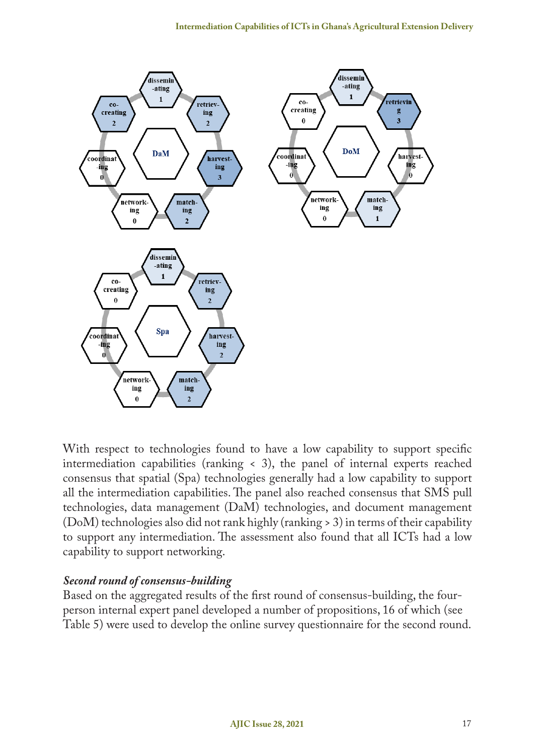With respect to technologies found to have a low capability to support specific intermediation capabilities (ranking < 3), the panel of internal experts reached consensus that spatial (Spa) technologies generally had a low capability to support all the intermediation capabilities. The panel also reached consensus that SMS pull technologies, data management (DaM) technologies, and document management (DoM) technologies also did not rank highly (ranking > 3) in terms of their capability to support any intermediation. The assessment also found that all ICTs had a low capability to support networking.

### *Second round of consensus-building*

Based on the aggregated results of the first round of consensus-building, the four-person internal expert panel developed a number of propositions, 16 of which (see Table 5) were used to develop the online survey questionnaire for the second round.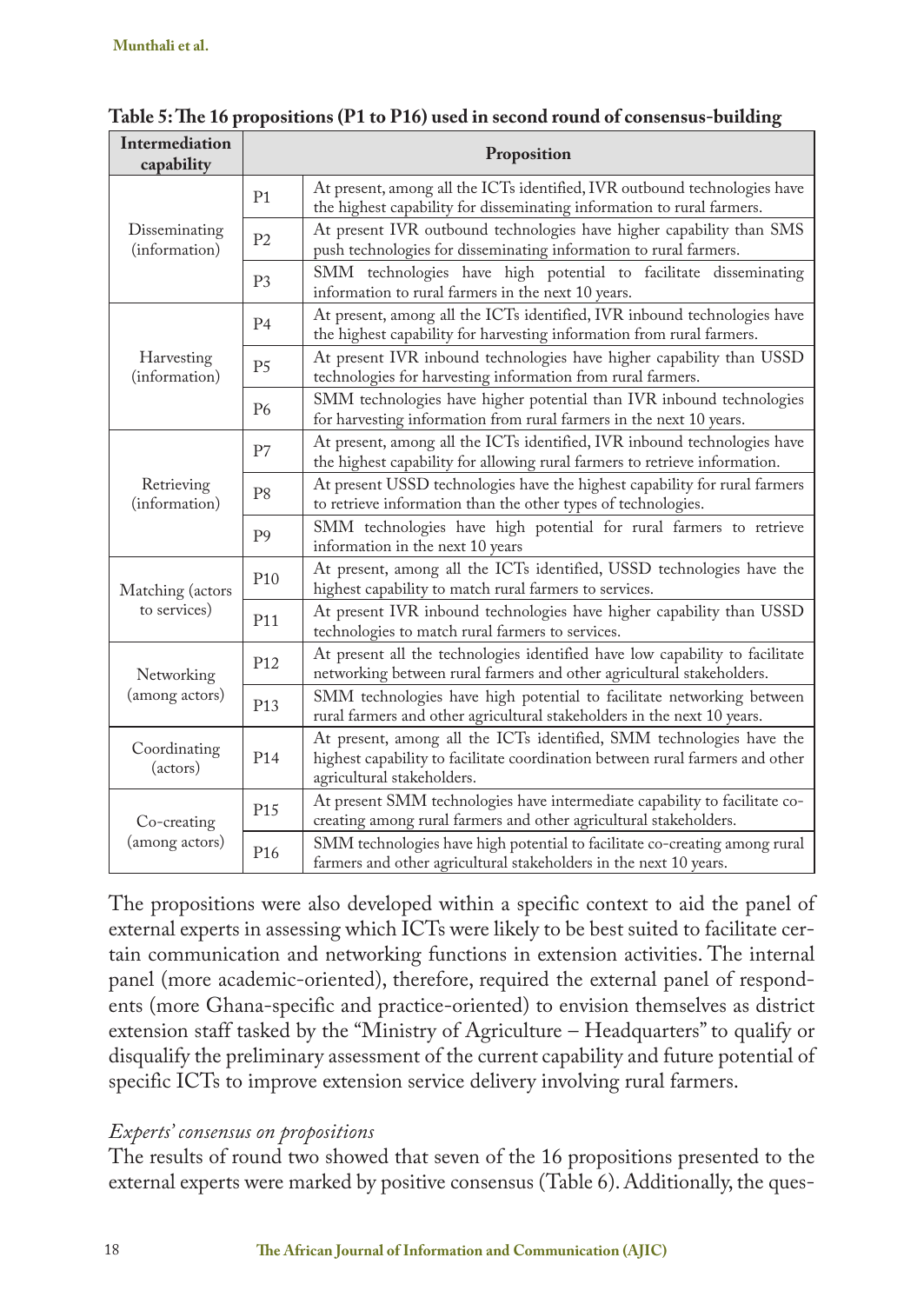**Table 5: The 16 propositions (P1 to P16) used in second round of consensus-building**

| Intermediation capability | Proposition | |
|---|---|---|
| Disseminating (information) | P1 | At present, among all the ICTs identified, IVR outbound technologies have the highest capability for disseminating information to rural farmers. |
| | P2 | At present IVR outbound technologies have higher capability than SMS push technologies for disseminating information to rural farmers. |
| | P3 | SMM technologies have high potential to facilitate disseminating information to rural farmers in the next 10 years. |
| Harvesting (information) | P4 | At present, among all the ICTs identified, IVR inbound technologies have the highest capability for harvesting information from rural farmers. |
| | P5 | At present IVR inbound technologies have higher capability than USSD technologies for harvesting information from rural farmers. |
| | P6 | SMM technologies have higher potential than IVR inbound technologies for harvesting information from rural farmers in the next 10 years. |
| Retrieving (information) | P7 | At present, among all the ICTs identified, IVR inbound technologies have the highest capability for allowing rural farmers to retrieve information. |
| | P8 | At present USSD technologies have the highest capability for rural farmers to retrieve information than the other types of technologies. |
| | P9 | SMM technologies have high potential for rural farmers to retrieve information in the next 10 years |
| Matching (actors to services) | P10 | At present, among all the ICTs identified, USSD technologies have the highest capability to match rural farmers to services. |
| | P11 | At present IVR inbound technologies have higher capability than USSD technologies to match rural farmers to services. |
| Networking (among actors) | P12 | At present all the technologies identified have low capability to facilitate networking between rural farmers and other agricultural stakeholders. |
| | P13 | SMM technologies have high potential to facilitate networking between rural farmers and other agricultural stakeholders in the next 10 years. |
| Coordinating (actors) | P14 | At present, among all the ICTs identified, SMM technologies have the highest capability to facilitate coordination between rural farmers and other agricultural stakeholders. |
| Co-creating (among actors) | P15 | At present SMM technologies have intermediate capability to facilitate co-creating among rural farmers and other agricultural stakeholders. |
| | P16 | SMM technologies have high potential to facilitate co-creating among rural farmers and other agricultural stakeholders in the next 10 years. |

The propositions were also developed within a specific context to aid the panel of external experts in assessing which ICTs were likely to be best suited to facilitate certain communication and networking functions in extension activities. The internal panel (more academic-oriented), therefore, required the external panel of respondents (more Ghana-specific and practice-oriented) to envision themselves as district extension staff tasked by the "Ministry of Agriculture – Headquarters" to qualify or disqualify the preliminary assessment of the current capability and future potential of specific ICTs to improve extension service delivery involving rural farmers.

*Experts' consensus on propositions*

The results of round two showed that seven of the 16 propositions presented to the external experts were marked by positive consensus (Table 6). Additionally, the ques-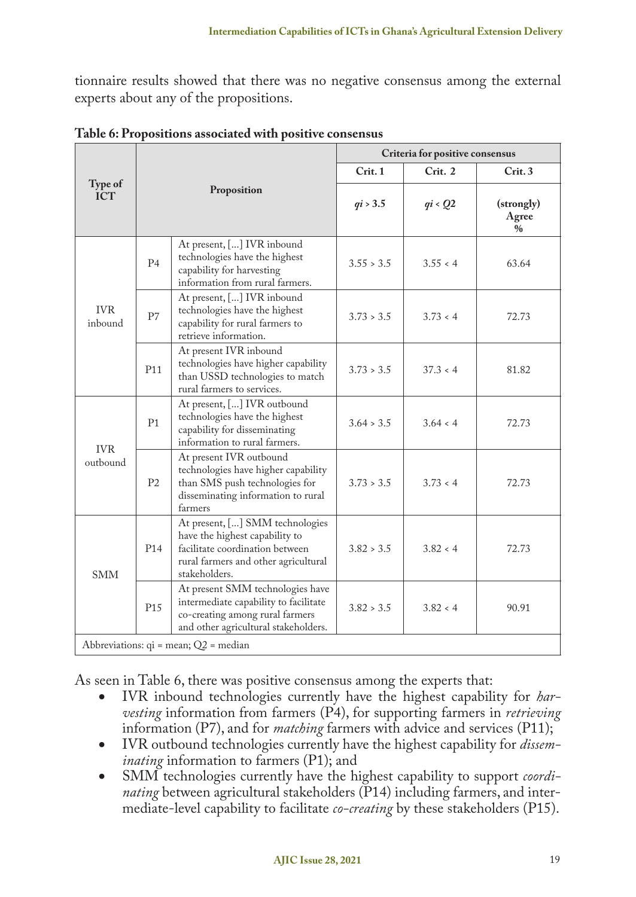tionnaire results showed that there was no negative consensus among the external experts about any of the propositions.

**Table 6: Propositions associated with positive consensus**

| Type of ICT | Proposition | | Criteria for positive consensus | | |
|---|---|---|---|---|---|
| | | | Crit. 1 | Crit. 2 | Crit. 3 |
| | | | $qi > 3.5$ | $qi < Q2$ | (strongly) Agree % |
| IVR inbound | P4 | At present, [...] IVR inbound technologies have the highest capability for harvesting information from rural farmers. | 3.55 > 3.5 | 3.55 < 4 | 63.64 |
| | P7 | At present, [...] IVR inbound technologies have the highest capability for rural farmers to retrieve information. | 3.73 > 3.5 | 3.73 < 4 | 72.73 |
| | P11 | At present IVR inbound technologies have higher capability than USSD technologies to match rural farmers to services. | 3.73 > 3.5 | 37.3 < 4 | 81.82 |
| IVR outbound | P1 | At present, [...] IVR outbound technologies have the highest capability for disseminating information to rural farmers. | 3.64 > 3.5 | 3.64 < 4 | 72.73 |
| | P2 | At present IVR outbound technologies have higher capability than SMS push technologies for disseminating information to rural farmers | 3.73 > 3.5 | 3.73 < 4 | 72.73 |
| SMM | P14 | At present, [...] SMM technologies have the highest capability to facilitate coordination between rural farmers and other agricultural stakeholders. | 3.82 > 3.5 | 3.82 < 4 | 72.73 |
| | P15 | At present SMM technologies have intermediate capability to facilitate co-creating among rural farmers and other agricultural stakeholders. | 3.82 > 3.5 | 3.82 < 4 | 90.91 |

Abbreviations: qi = mean; Q2 = median

As seen in Table 6, there was positive consensus among the experts that:

- IVR inbound technologies currently have the highest capability for *harvesting* information from farmers (P4), for supporting farmers in *retrieving* information (P7), and for *matching* farmers with advice and services (P11);
- IVR outbound technologies currently have the highest capability for *disseminating* information to farmers (P1); and
- SMM technologies currently have the highest capability to support *coordinating* between agricultural stakeholders (P14) including farmers, and intermediate-level capability to facilitate *co-creating* by these stakeholders (P15).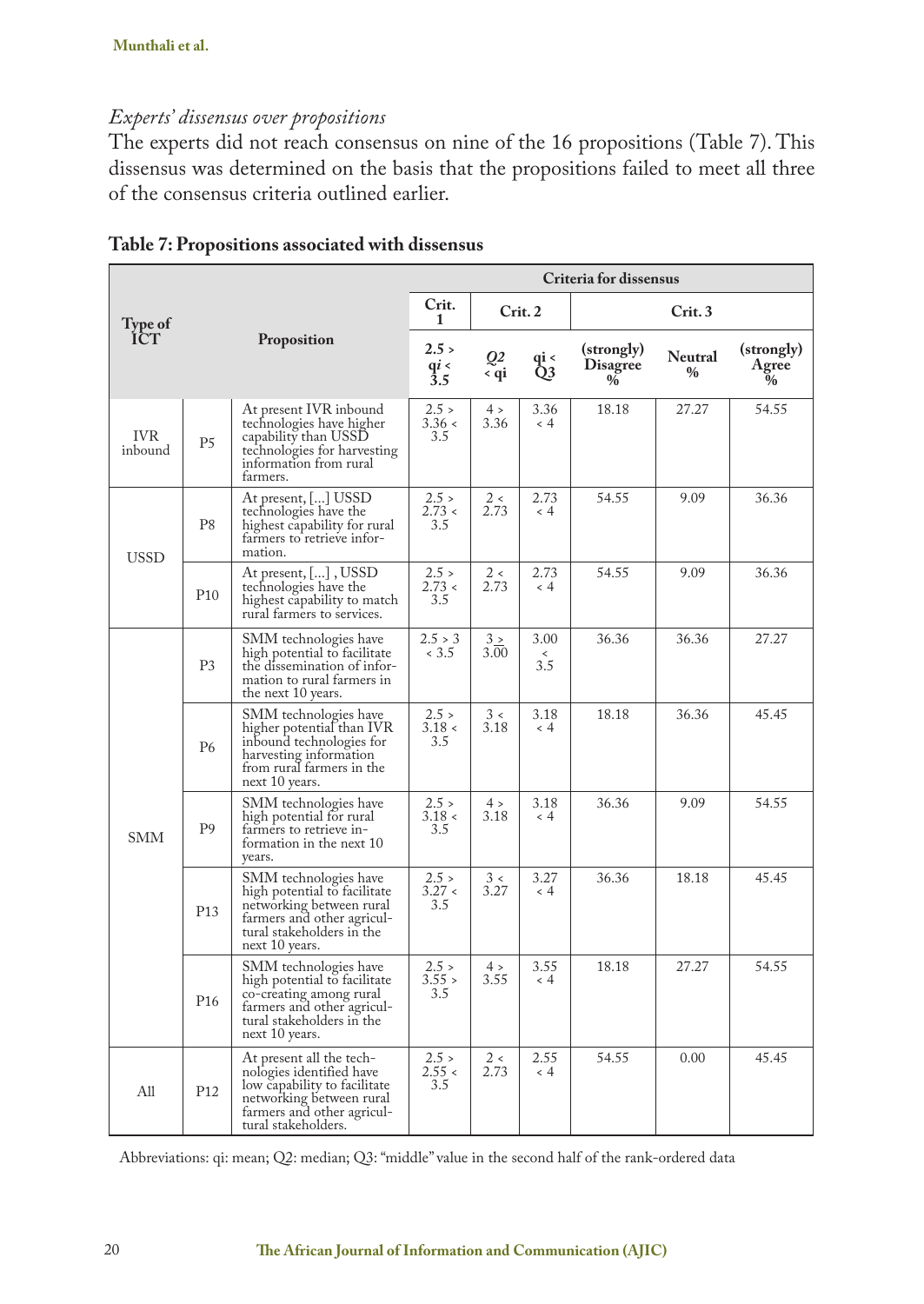*Experts' dissensus over propositions*

The experts did not reach consensus on nine of the 16 propositions (Table 7). This dissensus was determined on the basis that the propositions failed to meet all three of the consensus criteria outlined earlier.

**Table 7: Propositions associated with dissensus**

| Type of ICT | | Proposition | Criteria for dissensus | | | | | |
|---|---|---|---|---|---|---|---|---|
| | | | Crit. 1 | Crit. 2 | | Crit. 3 | | |
| | | | 2.5 > qi < 3.5 | Q2 < qi | qi < Q3 | (strongly) Disagree % | Neutral % | (strongly) Agree % |
| IVR inbound | P5 | At present IVR inbound technologies have higher capability than USSD technologies for harvesting information from rural farmers. | 2.5 > 3.36 < 3.5 | 4 > 3.36 | 3.36 < 4 | 18.18 | 27.27 | 54.55 |
| USSD | P8 | At present, [...] USSD technologies have the highest capability for rural farmers to retrieve information. | 2.5 > 2.73 < 3.5 | 2 < 2.73 | 2.73 < 4 | 54.55 | 9.09 | 36.36 |
| | P10 | At present, [...] , USSD technologies have the highest capability to match rural farmers to services. | 2.5 > 2.73 < 3.5 | 2 < 2.73 | 2.73 < 4 | 54.55 | 9.09 | 36.36 |
| SMM | P3 | SMM technologies have high potential to facilitate the dissemination of information to rural farmers in the next 10 years. | 2.5 > 3 < 3.5 | 3 ≥ 3.00 | 3.00 < 3.5 | 36.36 | 36.36 | 27.27 |
| | P6 | SMM technologies have higher potential than IVR inbound technologies for harvesting information from rural farmers in the next 10 years. | 2.5 > 3.18 < 3.5 | 3 < 3.18 | 3.18 < 4 | 18.18 | 36.36 | 45.45 |
| | P9 | SMM technologies have high potential for rural farmers to retrieve information in the next 10 years. | 2.5 > 3.18 < 3.5 | 4 > 3.18 | 3.18 < 4 | 36.36 | 9.09 | 54.55 |
| | P13 | SMM technologies have high potential to facilitate networking between rural farmers and other agricultural stakeholders in the next 10 years. | 2.5 > 3.27 < 3.5 | 3 < 3.27 | 3.27 < 4 | 36.36 | 18.18 | 45.45 |
| | P16 | SMM technologies have high potential to facilitate co-creating among rural farmers and other agricultural stakeholders in the next 10 years. | 2.5 > 3.55 > 3.5 | 4 > 3.55 | 3.55 < 4 | 18.18 | 27.27 | 54.55 |
| All | P12 | At present all the technologies identified have low capability to facilitate networking between rural farmers and other agricultural stakeholders. | 2.5 > 2.55 < 3.5 | 2 < 2.73 | 2.55 < 4 | 54.55 | 0.00 | 45.45 |

Abbreviations: qi: mean; Q2: median; Q3: "middle" value in the second half of the rank-ordered data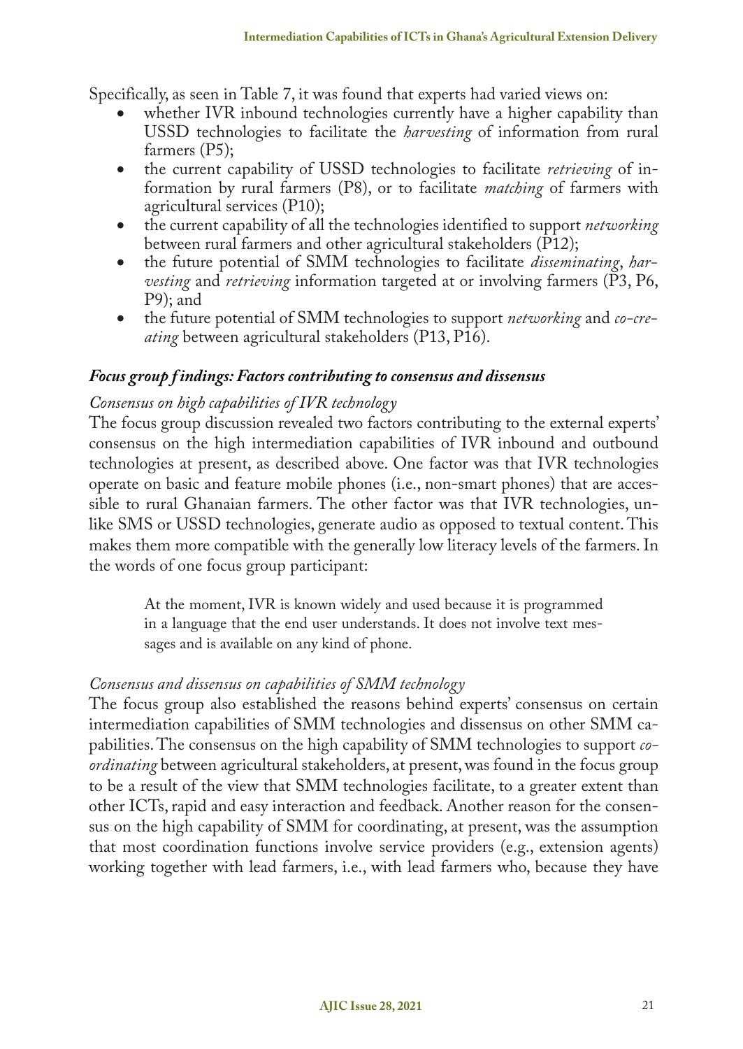Specifically, as seen in Table 7, it was found that experts had varied views on:

- whether IVR inbound technologies currently have a higher capability than USSD technologies to facilitate the *harvesting* of information from rural farmers (P5);
- the current capability of USSD technologies to facilitate *retrieving* of information by rural farmers (P8), or to facilitate *matching* of farmers with agricultural services (P10);
- the current capability of all the technologies identified to support *networking* between rural farmers and other agricultural stakeholders (P12);
- the future potential of SMM technologies to facilitate *disseminating*, *harvesting* and *retrieving* information targeted at or involving farmers (P3, P6, P9); and
- the future potential of SMM technologies to support *networking* and *co-creating* between agricultural stakeholders (P13, P16).

### *Focus group findings: Factors contributing to consensus and dissensus*

#### *Consensus on high capabilities of IVR technology*

The focus group discussion revealed two factors contributing to the external experts' consensus on the high intermediation capabilities of IVR inbound and outbound technologies at present, as described above. One factor was that IVR technologies operate on basic and feature mobile phones (i.e., non-smart phones) that are accessible to rural Ghanaian farmers. The other factor was that IVR technologies, unlike SMS or USSD technologies, generate audio as opposed to textual content. This makes them more compatible with the generally low literacy levels of the farmers. In the words of one focus group participant:

> At the moment, IVR is known widely and used because it is programmed in a language that the end user understands. It does not involve text messages and is available on any kind of phone.

#### *Consensus and dissensus on capabilities of SMM technology*

The focus group also established the reasons behind experts' consensus on certain intermediation capabilities of SMM technologies and dissensus on other SMM capabilities. The consensus on the high capability of SMM technologies to support *coordinating* between agricultural stakeholders, at present, was found in the focus group to be a result of the view that SMM technologies facilitate, to a greater extent than other ICTs, rapid and easy interaction and feedback. Another reason for the consensus on the high capability of SMM for coordinating, at present, was the assumption that most coordination functions involve service providers (e.g., extension agents) working together with lead farmers, i.e., with lead farmers who, because they have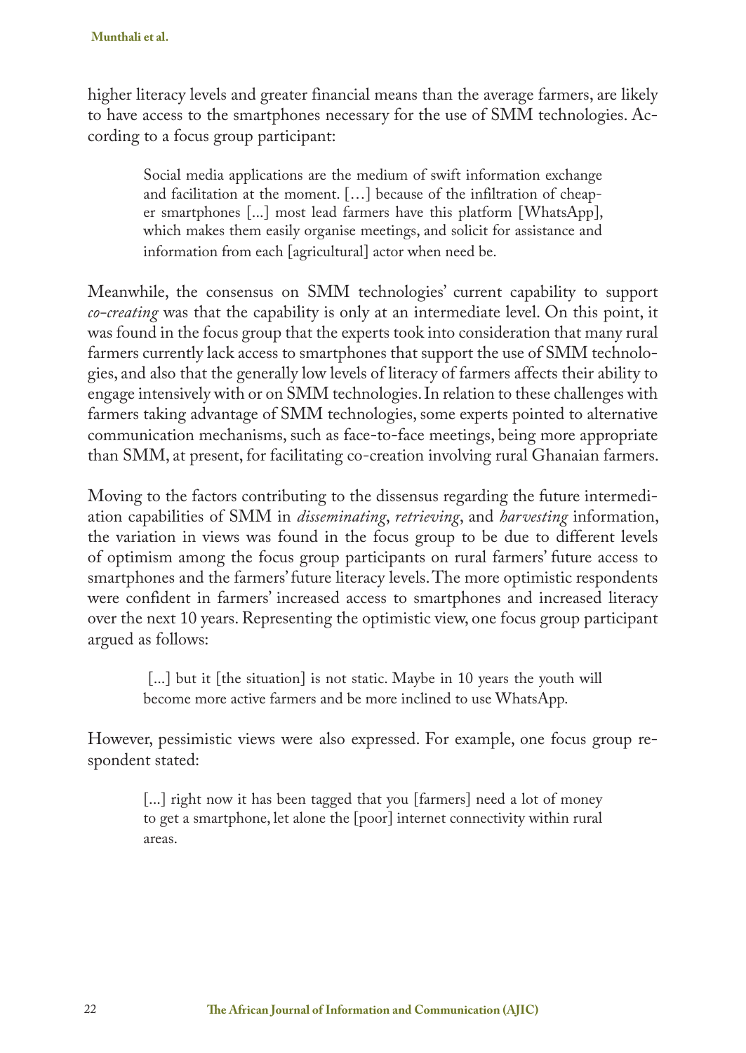higher literacy levels and greater financial means than the average farmers, are likely to have access to the smartphones necessary for the use of SMM technologies. According to a focus group participant:

> Social media applications are the medium of swift information exchange and facilitation at the moment. […] because of the infiltration of cheaper smartphones [...] most lead farmers have this platform [WhatsApp], which makes them easily organise meetings, and solicit for assistance and information from each [agricultural] actor when need be.

Meanwhile, the consensus on SMM technologies' current capability to support *co-creating* was that the capability is only at an intermediate level. On this point, it was found in the focus group that the experts took into consideration that many rural farmers currently lack access to smartphones that support the use of SMM technologies, and also that the generally low levels of literacy of farmers affects their ability to engage intensively with or on SMM technologies. In relation to these challenges with farmers taking advantage of SMM technologies, some experts pointed to alternative communication mechanisms, such as face-to-face meetings, being more appropriate than SMM, at present, for facilitating co-creation involving rural Ghanaian farmers.

Moving to the factors contributing to the dissensus regarding the future intermediation capabilities of SMM in *disseminating*, *retrieving*, and *harvesting* information, the variation in views was found in the focus group to be due to different levels of optimism among the focus group participants on rural farmers' future access to smartphones and the farmers' future literacy levels. The more optimistic respondents were confident in farmers' increased access to smartphones and increased literacy over the next 10 years. Representing the optimistic view, one focus group participant argued as follows:

> [...] but it [the situation] is not static. Maybe in 10 years the youth will become more active farmers and be more inclined to use WhatsApp.

However, pessimistic views were also expressed. For example, one focus group respondent stated:

> [...] right now it has been tagged that you [farmers] need a lot of money to get a smartphone, let alone the [poor] internet connectivity within rural areas.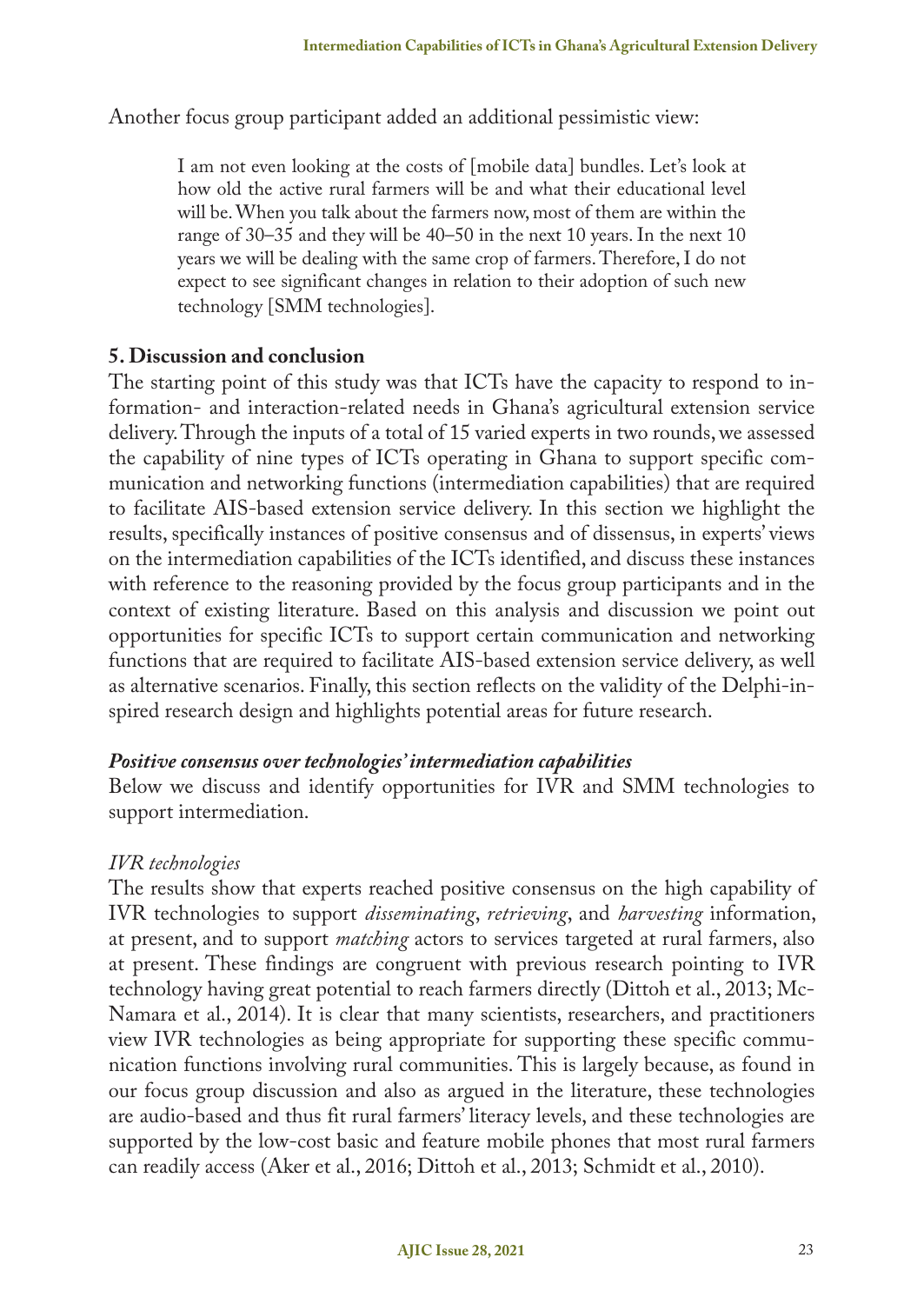Another focus group participant added an additional pessimistic view:

> I am not even looking at the costs of [mobile data] bundles. Let's look at how old the active rural farmers will be and what their educational level will be. When you talk about the farmers now, most of them are within the range of 30–35 and they will be 40–50 in the next 10 years. In the next 10 years we will be dealing with the same crop of farmers. Therefore, I do not expect to see significant changes in relation to their adoption of such new technology [SMM technologies].

## 5. Discussion and conclusion

The starting point of this study was that ICTs have the capacity to respond to information- and interaction-related needs in Ghana's agricultural extension service delivery. Through the inputs of a total of 15 varied experts in two rounds, we assessed the capability of nine types of ICTs operating in Ghana to support specific communication and networking functions (intermediation capabilities) that are required to facilitate AIS-based extension service delivery. In this section we highlight the results, specifically instances of positive consensus and of dissensus, in experts' views on the intermediation capabilities of the ICTs identified, and discuss these instances with reference to the reasoning provided by the focus group participants and in the context of existing literature. Based on this analysis and discussion we point out opportunities for specific ICTs to support certain communication and networking functions that are required to facilitate AIS-based extension service delivery, as well as alternative scenarios. Finally, this section reflects on the validity of the Delphi-inspired research design and highlights potential areas for future research.

### *Positive consensus over technologies' intermediation capabilities*

Below we discuss and identify opportunities for IVR and SMM technologies to support intermediation.

#### *IVR technologies*

The results show that experts reached positive consensus on the high capability of IVR technologies to support *disseminating*, *retrieving*, and *harvesting* information, at present, and to support *matching* actors to services targeted at rural farmers, also at present. These findings are congruent with previous research pointing to IVR technology having great potential to reach farmers directly (Dittoh et al., 2013; McNamara et al., 2014). It is clear that many scientists, researchers, and practitioners view IVR technologies as being appropriate for supporting these specific communication functions involving rural communities. This is largely because, as found in our focus group discussion and also as argued in the literature, these technologies are audio-based and thus fit rural farmers' literacy levels, and these technologies are supported by the low-cost basic and feature mobile phones that most rural farmers can readily access (Aker et al., 2016; Dittoh et al., 2013; Schmidt et al., 2010).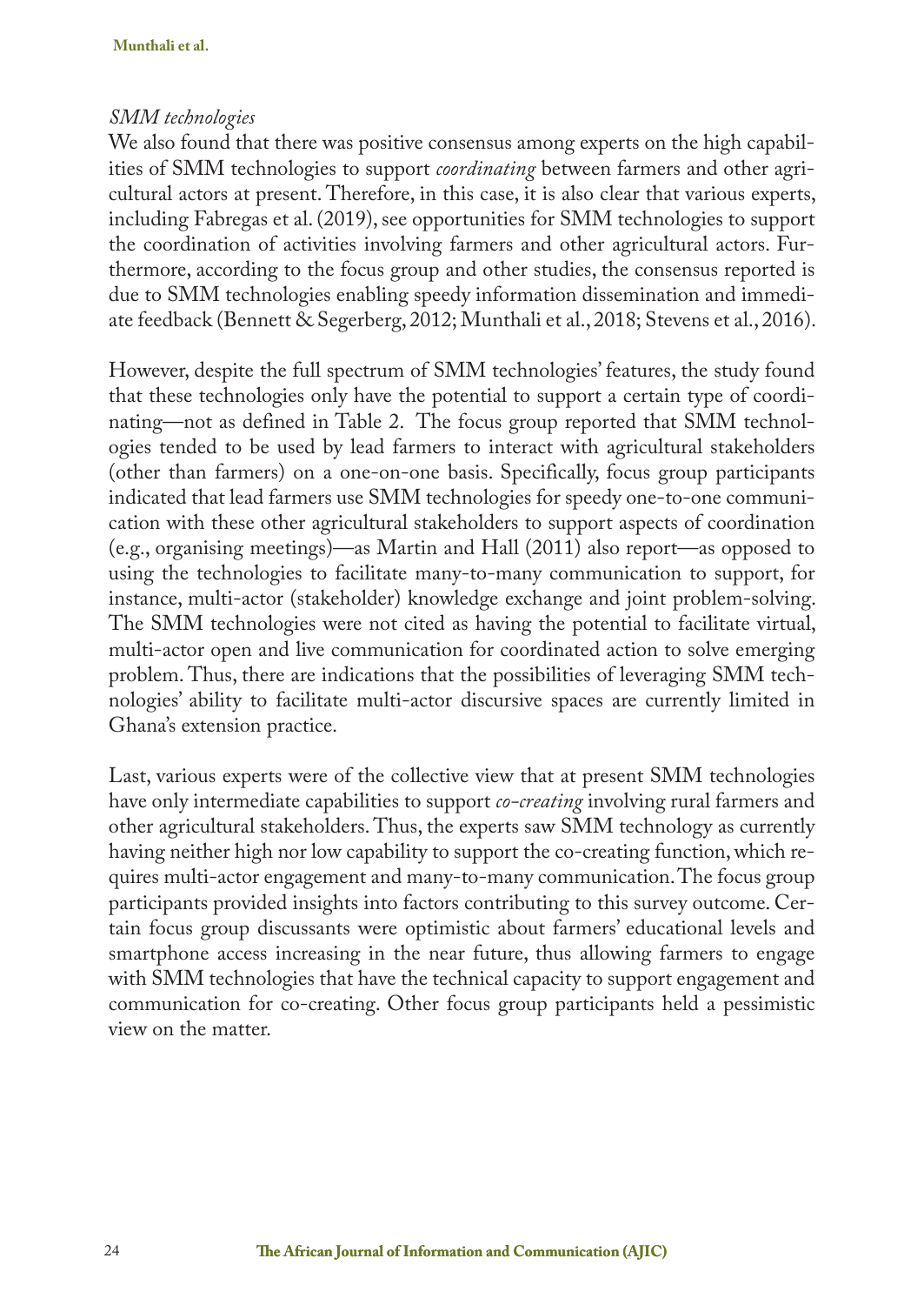*SMM technologies*

We also found that there was positive consensus among experts on the high capabilities of SMM technologies to support *coordinating* between farmers and other agricultural actors at present. Therefore, in this case, it is also clear that various experts, including Fabregas et al. (2019), see opportunities for SMM technologies to support the coordination of activities involving farmers and other agricultural actors. Furthermore, according to the focus group and other studies, the consensus reported is due to SMM technologies enabling speedy information dissemination and immediate feedback (Bennett & Segerberg, 2012; Munthali et al., 2018; Stevens et al., 2016).

However, despite the full spectrum of SMM technologies' features, the study found that these technologies only have the potential to support a certain type of coordinating—not as defined in Table 2. The focus group reported that SMM technologies tended to be used by lead farmers to interact with agricultural stakeholders (other than farmers) on a one-on-one basis. Specifically, focus group participants indicated that lead farmers use SMM technologies for speedy one-to-one communication with these other agricultural stakeholders to support aspects of coordination (e.g., organising meetings)—as Martin and Hall (2011) also report—as opposed to using the technologies to facilitate many-to-many communication to support, for instance, multi-actor (stakeholder) knowledge exchange and joint problem-solving. The SMM technologies were not cited as having the potential to facilitate virtual, multi-actor open and live communication for coordinated action to solve emerging problem. Thus, there are indications that the possibilities of leveraging SMM technologies' ability to facilitate multi-actor discursive spaces are currently limited in Ghana's extension practice.

Last, various experts were of the collective view that at present SMM technologies have only intermediate capabilities to support *co-creating* involving rural farmers and other agricultural stakeholders. Thus, the experts saw SMM technology as currently having neither high nor low capability to support the co-creating function, which requires multi-actor engagement and many-to-many communication. The focus group participants provided insights into factors contributing to this survey outcome. Certain focus group discussants were optimistic about farmers' educational levels and smartphone access increasing in the near future, thus allowing farmers to engage with SMM technologies that have the technical capacity to support engagement and communication for co-creating. Other focus group participants held a pessimistic view on the matter.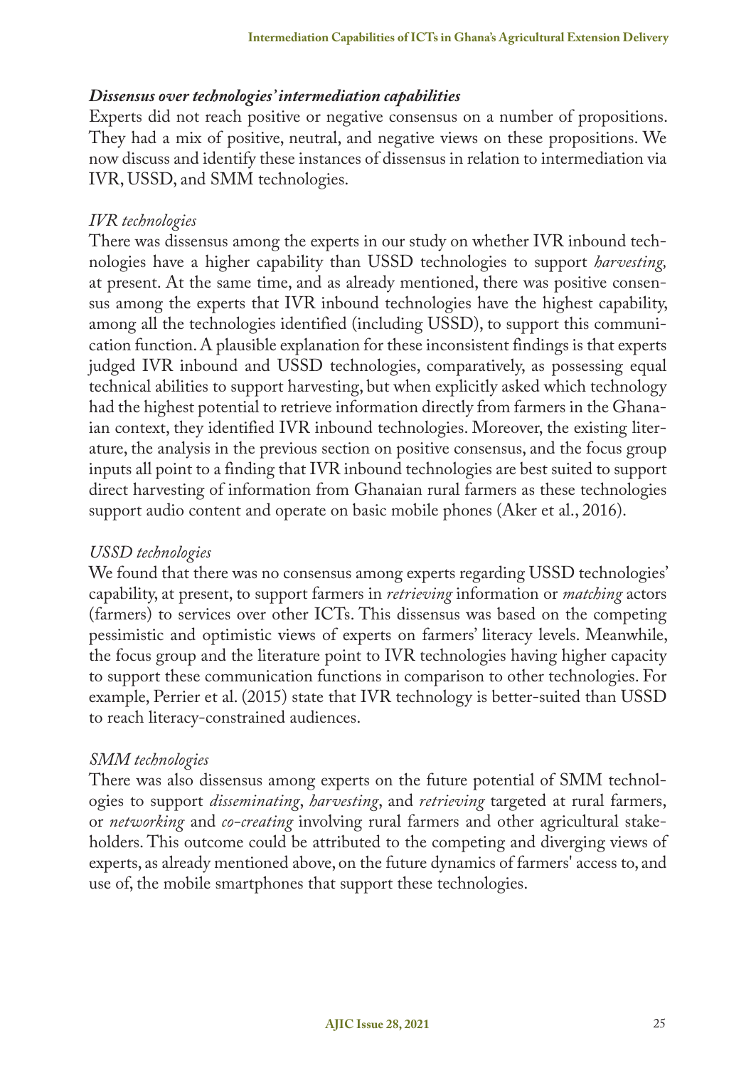### ***Dissensus over technologies' intermediation capabilities***

Experts did not reach positive or negative consensus on a number of propositions. They had a mix of positive, neutral, and negative views on these propositions. We now discuss and identify these instances of dissensus in relation to intermediation via IVR, USSD, and SMM technologies.

#### *IVR technologies*

There was dissensus among the experts in our study on whether IVR inbound technologies have a higher capability than USSD technologies to support *harvesting,* at present. At the same time, and as already mentioned, there was positive consensus among the experts that IVR inbound technologies have the highest capability, among all the technologies identified (including USSD), to support this communication function. A plausible explanation for these inconsistent findings is that experts judged IVR inbound and USSD technologies, comparatively, as possessing equal technical abilities to support harvesting, but when explicitly asked which technology had the highest potential to retrieve information directly from farmers in the Ghanaian context, they identified IVR inbound technologies. Moreover, the existing literature, the analysis in the previous section on positive consensus, and the focus group inputs all point to a finding that IVR inbound technologies are best suited to support direct harvesting of information from Ghanaian rural farmers as these technologies support audio content and operate on basic mobile phones (Aker et al., 2016).

#### *USSD technologies*

We found that there was no consensus among experts regarding USSD technologies' capability, at present, to support farmers in *retrieving* information or *matching* actors (farmers) to services over other ICTs. This dissensus was based on the competing pessimistic and optimistic views of experts on farmers' literacy levels. Meanwhile, the focus group and the literature point to IVR technologies having higher capacity to support these communication functions in comparison to other technologies. For example, Perrier et al. (2015) state that IVR technology is better-suited than USSD to reach literacy-constrained audiences.

#### *SMM technologies*

There was also dissensus among experts on the future potential of SMM technologies to support *disseminating*, *harvesting*, and *retrieving* targeted at rural farmers, or *networking* and *co-creating* involving rural farmers and other agricultural stakeholders. This outcome could be attributed to the competing and diverging views of experts, as already mentioned above, on the future dynamics of farmers' access to, and use of, the mobile smartphones that support these technologies.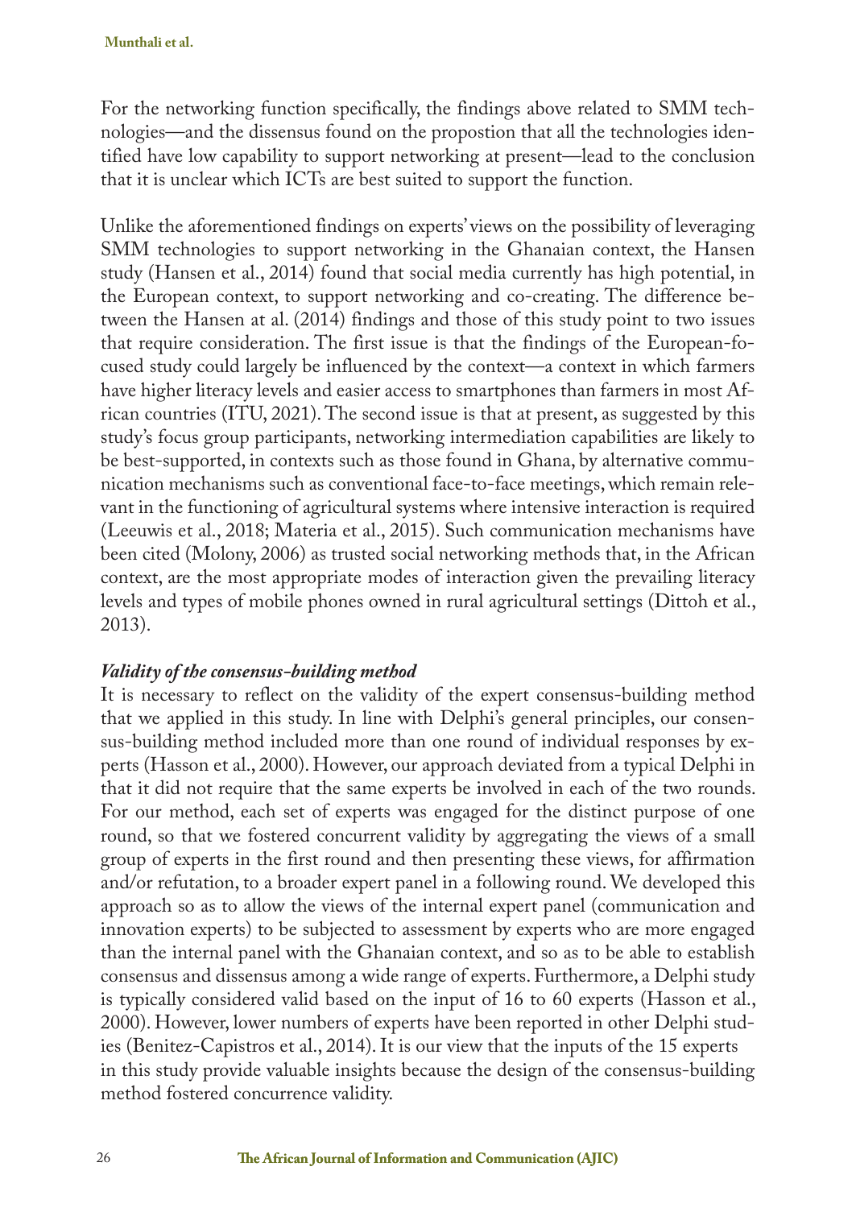For the networking function specifically, the findings above related to SMM technologies—and the dissensus found on the propostion that all the technologies identified have low capability to support networking at present—lead to the conclusion that it is unclear which ICTs are best suited to support the function.

Unlike the aforementioned findings on experts' views on the possibility of leveraging SMM technologies to support networking in the Ghanaian context, the Hansen study (Hansen et al., 2014) found that social media currently has high potential, in the European context, to support networking and co-creating. The difference between the Hansen at al. (2014) findings and those of this study point to two issues that require consideration. The first issue is that the findings of the European-focused study could largely be influenced by the context—a context in which farmers have higher literacy levels and easier access to smartphones than farmers in most African countries (ITU, 2021). The second issue is that at present, as suggested by this study's focus group participants, networking intermediation capabilities are likely to be best-supported, in contexts such as those found in Ghana, by alternative communication mechanisms such as conventional face-to-face meetings, which remain relevant in the functioning of agricultural systems where intensive interaction is required (Leeuwis et al., 2018; Materia et al., 2015). Such communication mechanisms have been cited (Molony, 2006) as trusted social networking methods that, in the African context, are the most appropriate modes of interaction given the prevailing literacy levels and types of mobile phones owned in rural agricultural settings (Dittoh et al., 2013).

### *Validity of the consensus-building method*

It is necessary to reflect on the validity of the expert consensus-building method that we applied in this study. In line with Delphi's general principles, our consensus-building method included more than one round of individual responses by experts (Hasson et al., 2000). However, our approach deviated from a typical Delphi in that it did not require that the same experts be involved in each of the two rounds. For our method, each set of experts was engaged for the distinct purpose of one round, so that we fostered concurrent validity by aggregating the views of a small group of experts in the first round and then presenting these views, for affirmation and/or refutation, to a broader expert panel in a following round. We developed this approach so as to allow the views of the internal expert panel (communication and innovation experts) to be subjected to assessment by experts who are more engaged than the internal panel with the Ghanaian context, and so as to be able to establish consensus and dissensus among a wide range of experts. Furthermore, a Delphi study is typically considered valid based on the input of 16 to 60 experts (Hasson et al., 2000). However, lower numbers of experts have been reported in other Delphi studies (Benitez-Capistros et al., 2014). It is our view that the inputs of the 15 experts in this study provide valuable insights because the design of the consensus-building method fostered concurrence validity.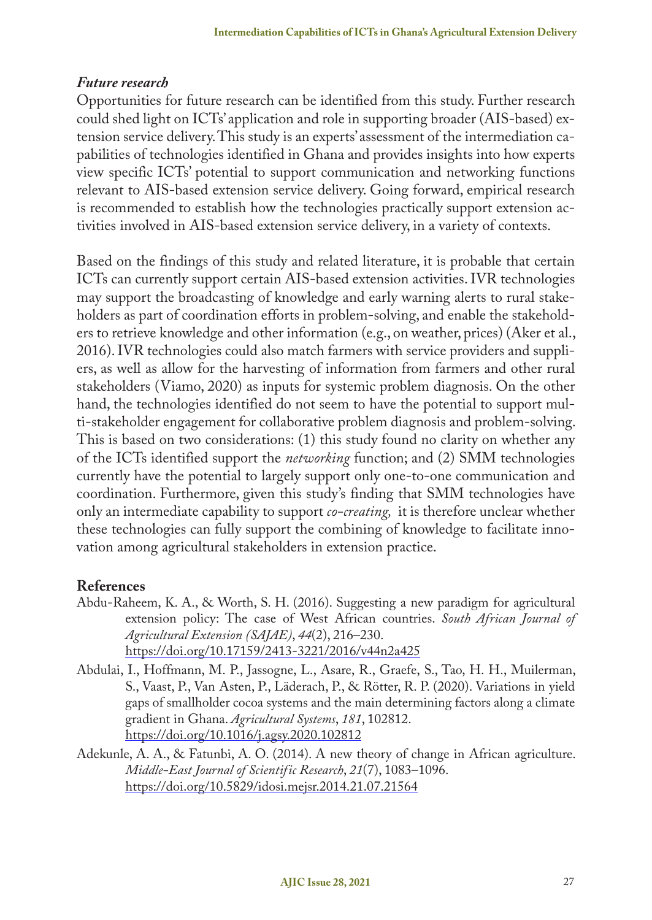### *Future research*

Opportunities for future research can be identified from this study. Further research could shed light on ICTs' application and role in supporting broader (AIS-based) extension service delivery. This study is an experts' assessment of the intermediation capabilities of technologies identified in Ghana and provides insights into how experts view specific ICTs' potential to support communication and networking functions relevant to AIS-based extension service delivery. Going forward, empirical research is recommended to establish how the technologies practically support extension activities involved in AIS-based extension service delivery, in a variety of contexts.

Based on the findings of this study and related literature, it is probable that certain ICTs can currently support certain AIS-based extension activities. IVR technologies may support the broadcasting of knowledge and early warning alerts to rural stakeholders as part of coordination efforts in problem-solving, and enable the stakeholders to retrieve knowledge and other information (e.g., on weather, prices) (Aker et al., 2016). IVR technologies could also match farmers with service providers and suppliers, as well as allow for the harvesting of information from farmers and other rural stakeholders (Viamo, 2020) as inputs for systemic problem diagnosis. On the other hand, the technologies identified do not seem to have the potential to support multi-stakeholder engagement for collaborative problem diagnosis and problem-solving. This is based on two considerations: (1) this study found no clarity on whether any of the ICTs identified support the *networking* function; and (2) SMM technologies currently have the potential to largely support only one-to-one communication and coordination. Furthermore, given this study's finding that SMM technologies have only an intermediate capability to support *co-creating,* it is therefore unclear whether these technologies can fully support the combining of knowledge to facilitate innovation among agricultural stakeholders in extension practice.

## References

Abdu-Raheem, K. A., & Worth, S. H. (2016). Suggesting a new paradigm for agricultural extension policy: The case of West African countries. *South African Journal of Agricultural Extension (SAJAE)*, *44*(2), 216–230. https://doi.org/10.17159/2413-3221/2016/v44n2a425

Abdulai, I., Hoffmann, M. P., Jassogne, L., Asare, R., Graefe, S., Tao, H. H., Muilerman, S., Vaast, P., Van Asten, P., Läderach, P., & Rötter, R. P. (2020). Variations in yield gaps of smallholder cocoa systems and the main determining factors along a climate gradient in Ghana. *Agricultural Systems*, *181*, 102812. https://doi.org/10.1016/j.agsy.2020.102812

Adekunle, A. A., & Fatunbi, A. O. (2014). A new theory of change in African agriculture. *Middle-East Journal of Scientific Research*, *21*(7), 1083–1096. https://doi.org/10.5829/idosi.mejsr.2014.21.07.21564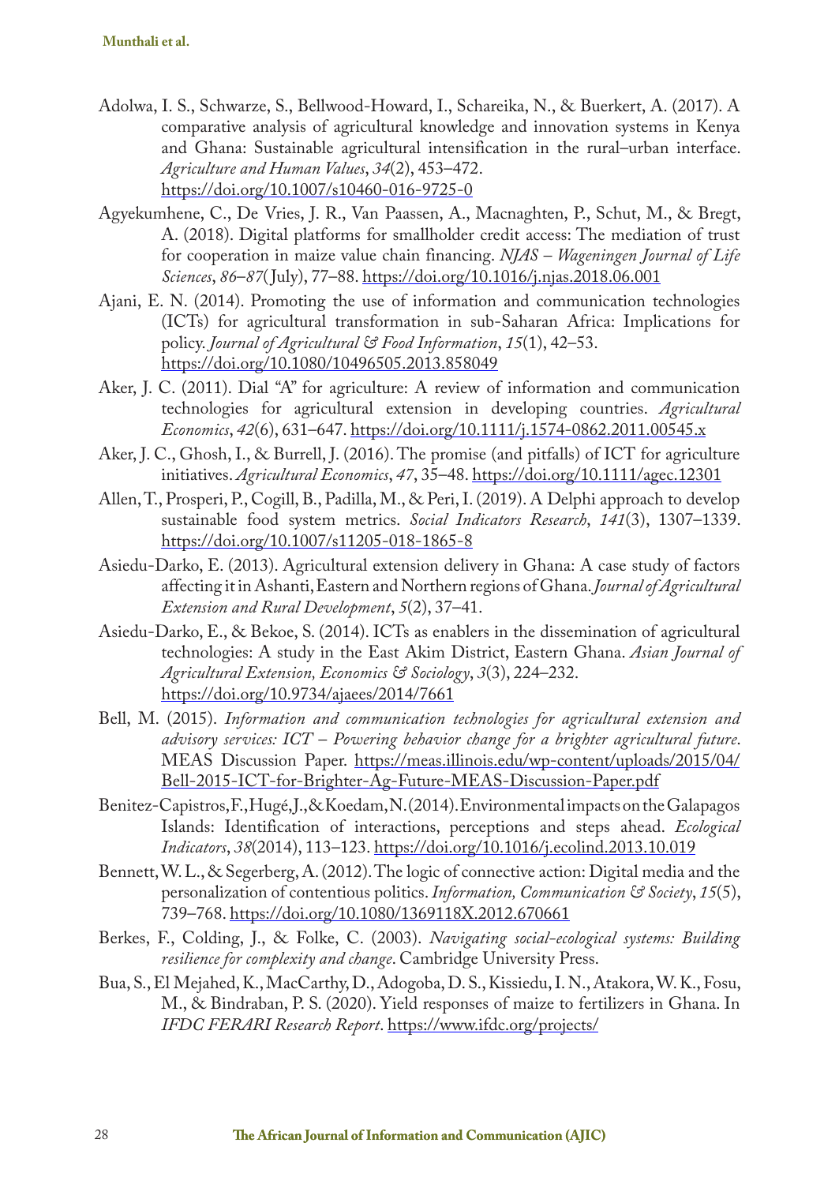Adolwa, I. S., Schwarze, S., Bellwood-Howard, I., Schareika, N., & Buerkert, A. (2017). A comparative analysis of agricultural knowledge and innovation systems in Kenya and Ghana: Sustainable agricultural intensification in the rural–urban interface. *Agriculture and Human Values*, *34*(2), 453–472. https://doi.org/10.1007/s10460-016-9725-0

Agyekumhene, C., De Vries, J. R., Van Paassen, A., Macnaghten, P., Schut, M., & Bregt, A. (2018). Digital platforms for smallholder credit access: The mediation of trust for cooperation in maize value chain financing. *NJAS – Wageningen Journal of Life Sciences*, *86–87*(July), 77–88. https://doi.org/10.1016/j.njas.2018.06.001

Ajani, E. N. (2014). Promoting the use of information and communication technologies (ICTs) for agricultural transformation in sub-Saharan Africa: Implications for policy. *Journal of Agricultural & Food Information*, *15*(1), 42–53. https://doi.org/10.1080/10496505.2013.858049

Aker, J. C. (2011). Dial "A" for agriculture: A review of information and communication technologies for agricultural extension in developing countries. *Agricultural Economics*, *42*(6), 631–647. https://doi.org/10.1111/j.1574-0862.2011.00545.x

Aker, J. C., Ghosh, I., & Burrell, J. (2016). The promise (and pitfalls) of ICT for agriculture initiatives. *Agricultural Economics*, *47*, 35–48. https://doi.org/10.1111/agec.12301

Allen, T., Prosperi, P., Cogill, B., Padilla, M., & Peri, I. (2019). A Delphi approach to develop sustainable food system metrics. *Social Indicators Research*, *141*(3), 1307–1339. https://doi.org/10.1007/s11205-018-1865-8

Asiedu-Darko, E. (2013). Agricultural extension delivery in Ghana: A case study of factors affecting it in Ashanti, Eastern and Northern regions of Ghana. *Journal of Agricultural Extension and Rural Development*, *5*(2), 37–41.

Asiedu-Darko, E., & Bekoe, S. (2014). ICTs as enablers in the dissemination of agricultural technologies: A study in the East Akim District, Eastern Ghana. *Asian Journal of Agricultural Extension, Economics & Sociology*, *3*(3), 224–232. https://doi.org/10.9734/ajaees/2014/7661

Bell, M. (2015). *Information and communication technologies for agricultural extension and advisory services: ICT – Powering behavior change for a brighter agricultural future*. MEAS Discussion Paper. https://meas.illinois.edu/wp-content/uploads/2015/04/Bell-2015-ICT-for-Brighter-Ag-Future-MEAS-Discussion-Paper.pdf

Benitez-Capistros, F., Hugé, J., & Koedam, N. (2014). Environmental impacts on the Galapagos Islands: Identification of interactions, perceptions and steps ahead. *Ecological Indicators*, *38*(2014), 113–123. https://doi.org/10.1016/j.ecolind.2013.10.019

Bennett, W. L., & Segerberg, A. (2012). The logic of connective action: Digital media and the personalization of contentious politics. *Information, Communication & Society*, *15*(5), 739–768. https://doi.org/10.1080/1369118X.2012.670661

Berkes, F., Colding, J., & Folke, C. (2003). *Navigating social-ecological systems: Building resilience for complexity and change*. Cambridge University Press.

Bua, S., El Mejahed, K., MacCarthy, D., Adogoba, D. S., Kissiedu, I. N., Atakora, W. K., Fosu, M., & Bindraban, P. S. (2020). Yield responses of maize to fertilizers in Ghana. In *IFDC FERARI Research Report*. https://www.ifdc.org/projects/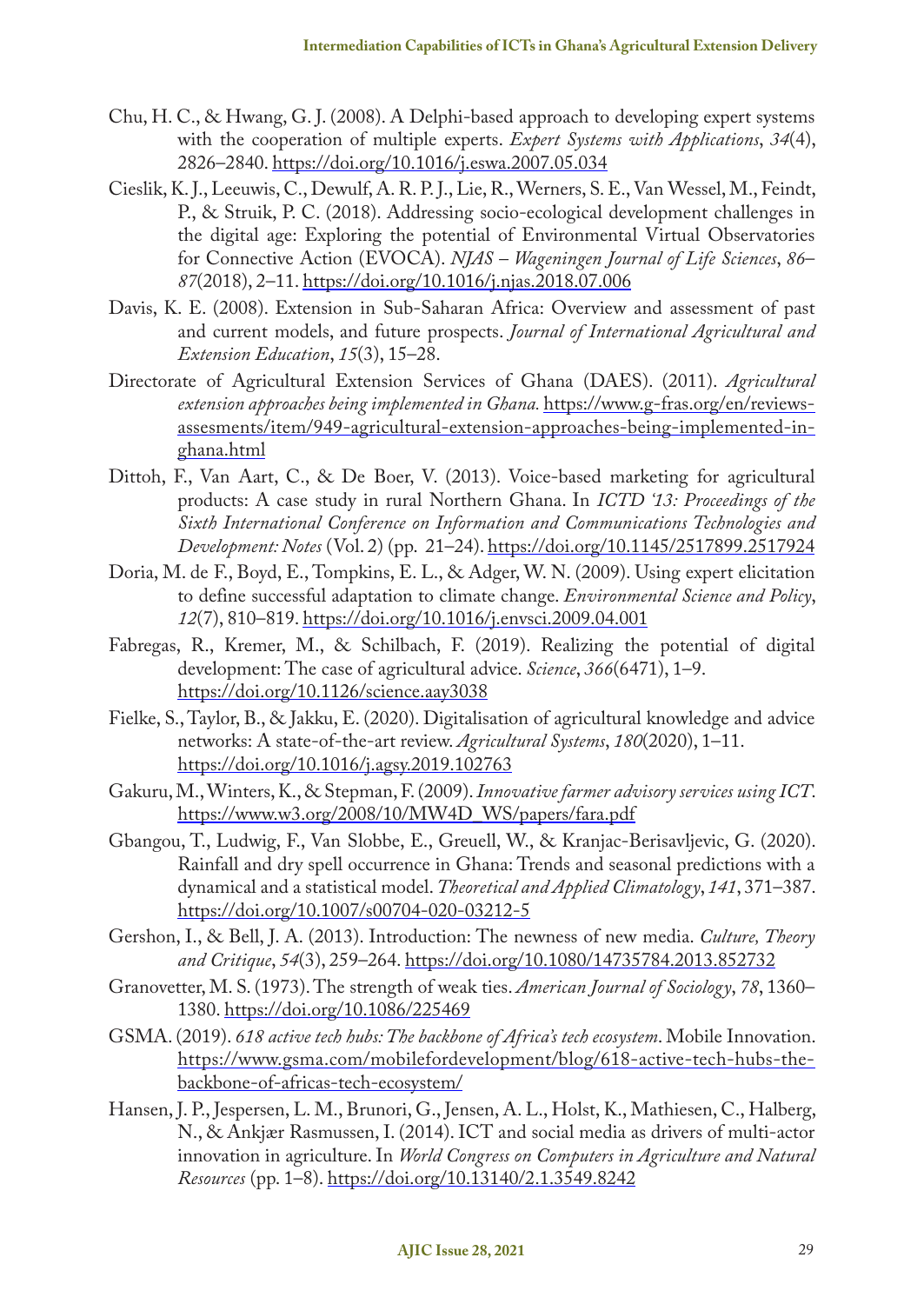Chu, H. C., & Hwang, G. J. (2008). A Delphi-based approach to developing expert systems with the cooperation of multiple experts. *Expert Systems with Applications*, *34*(4), 2826–2840. https://doi.org/10.1016/j.eswa.2007.05.034

Cieslik, K. J., Leeuwis, C., Dewulf, A. R. P. J., Lie, R., Werners, S. E., Van Wessel, M., Feindt, P., & Struik, P. C. (2018). Addressing socio-ecological development challenges in the digital age: Exploring the potential of Environmental Virtual Observatories for Connective Action (EVOCA). *NJAS – Wageningen Journal of Life Sciences*, *86–87*(2018), 2–11. https://doi.org/10.1016/j.njas.2018.07.006

Davis, K. E. (2008). Extension in Sub-Saharan Africa: Overview and assessment of past and current models, and future prospects. *Journal of International Agricultural and Extension Education*, *15*(3), 15–28.

Directorate of Agricultural Extension Services of Ghana (DAES). (2011). *Agricultural extension approaches being implemented in Ghana.* https://www.g-fras.org/en/reviews-assesments/item/949-agricultural-extension-approaches-being-implemented-in-ghana.html

Dittoh, F., Van Aart, C., & De Boer, V. (2013). Voice-based marketing for agricultural products: A case study in rural Northern Ghana. In *ICTD '13: Proceedings of the Sixth International Conference on Information and Communications Technologies and Development: Notes* (Vol. 2) (pp. 21–24). https://doi.org/10.1145/2517899.2517924

Doria, M. de F., Boyd, E., Tompkins, E. L., & Adger, W. N. (2009). Using expert elicitation to define successful adaptation to climate change. *Environmental Science and Policy*, *12*(7), 810–819. https://doi.org/10.1016/j.envsci.2009.04.001

Fabregas, R., Kremer, M., & Schilbach, F. (2019). Realizing the potential of digital development: The case of agricultural advice. *Science*, *366*(6471), 1–9. https://doi.org/10.1126/science.aay3038

Fielke, S., Taylor, B., & Jakku, E. (2020). Digitalisation of agricultural knowledge and advice networks: A state-of-the-art review. *Agricultural Systems*, *180*(2020), 1–11. https://doi.org/10.1016/j.agsy.2019.102763

Gakuru, M., Winters, K., & Stepman, F. (2009). *Innovative farmer advisory services using ICT*. https://www.w3.org/2008/10/MW4D_WS/papers/fara.pdf

Gbangou, T., Ludwig, F., Van Slobbe, E., Greuell, W., & Kranjac-Berisavljevic, G. (2020). Rainfall and dry spell occurrence in Ghana: Trends and seasonal predictions with a dynamical and a statistical model. *Theoretical and Applied Climatology*, *141*, 371–387. https://doi.org/10.1007/s00704-020-03212-5

Gershon, I., & Bell, J. A. (2013). Introduction: The newness of new media. *Culture, Theory and Critique*, *54*(3), 259–264. https://doi.org/10.1080/14735784.2013.852732

Granovetter, M. S. (1973). The strength of weak ties. *American Journal of Sociology*, *78*, 1360–1380. https://doi.org/10.1086/225469

GSMA. (2019). *618 active tech hubs: The backbone of Africa's tech ecosystem*. Mobile Innovation. https://www.gsma.com/mobilefordevelopment/blog/618-active-tech-hubs-the-backbone-of-africas-tech-ecosystem/

Hansen, J. P., Jespersen, L. M., Brunori, G., Jensen, A. L., Holst, K., Mathiesen, C., Halberg, N., & Ankjær Rasmussen, I. (2014). ICT and social media as drivers of multi-actor innovation in agriculture. In *World Congress on Computers in Agriculture and Natural Resources* (pp. 1–8). https://doi.org/10.13140/2.1.3549.8242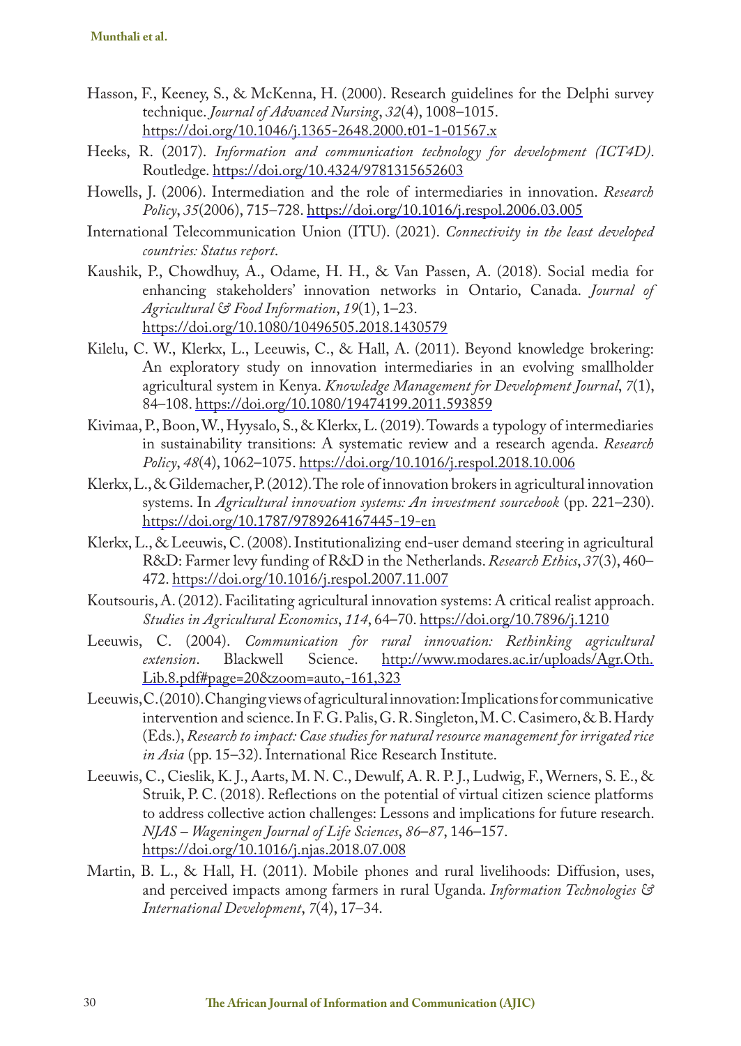Hasson, F., Keeney, S., & McKenna, H. (2000). Research guidelines for the Delphi survey technique. *Journal of Advanced Nursing*, *32*(4), 1008–1015. https://doi.org/10.1046/j.1365-2648.2000.t01-1-01567.x

Heeks, R. (2017). *Information and communication technology for development (ICT4D)*. Routledge. https://doi.org/10.4324/9781315652603

Howells, J. (2006). Intermediation and the role of intermediaries in innovation. *Research Policy*, *35*(2006), 715–728. https://doi.org/10.1016/j.respol.2006.03.005

International Telecommunication Union (ITU). (2021). *Connectivity in the least developed countries: Status report*.

Kaushik, P., Chowdhuy, A., Odame, H. H., & Van Passen, A. (2018). Social media for enhancing stakeholders' innovation networks in Ontario, Canada. *Journal of Agricultural & Food Information*, *19*(1), 1–23. https://doi.org/10.1080/10496505.2018.1430579

Kilelu, C. W., Klerkx, L., Leeuwis, C., & Hall, A. (2011). Beyond knowledge brokering: An exploratory study on innovation intermediaries in an evolving smallholder agricultural system in Kenya. *Knowledge Management for Development Journal*, *7*(1), 84–108. https://doi.org/10.1080/19474199.2011.593859

Kivimaa, P., Boon, W., Hyysalo, S., & Klerkx, L. (2019). Towards a typology of intermediaries in sustainability transitions: A systematic review and a research agenda. *Research Policy*, *48*(4), 1062–1075. https://doi.org/10.1016/j.respol.2018.10.006

Klerkx, L., & Gildemacher, P. (2012). The role of innovation brokers in agricultural innovation systems. In *Agricultural innovation systems: An investment sourcebook* (pp. 221–230). https://doi.org/10.1787/9789264167445-19-en

Klerkx, L., & Leeuwis, C. (2008). Institutionalizing end-user demand steering in agricultural R&D: Farmer levy funding of R&D in the Netherlands. *Research Ethics*, *37*(3), 460–472. https://doi.org/10.1016/j.respol.2007.11.007

Koutsouris, A. (2012). Facilitating agricultural innovation systems: A critical realist approach. *Studies in Agricultural Economics*, *114*, 64–70. https://doi.org/10.7896/j.1210

Leeuwis, C. (2004). *Communication for rural innovation: Rethinking agricultural extension*. Blackwell Science. http://www.modares.ac.ir/uploads/Agr.Oth.Lib.8.pdf#page=20&zoom=auto,-161,323

Leeuwis, C. (2010). Changing views of agricultural innovation: Implications for communicative intervention and science. In F. G. Palis, G. R. Singleton, M. C. Casimero, & B. Hardy (Eds.), *Research to impact: Case studies for natural resource management for irrigated rice in Asia* (pp. 15–32). International Rice Research Institute.

Leeuwis, C., Cieslik, K. J., Aarts, M. N. C., Dewulf, A. R. P. J., Ludwig, F., Werners, S. E., & Struik, P. C. (2018). Reflections on the potential of virtual citizen science platforms to address collective action challenges: Lessons and implications for future research. *NJAS – Wageningen Journal of Life Sciences*, *86–87*, 146–157. https://doi.org/10.1016/j.njas.2018.07.008

Martin, B. L., & Hall, H. (2011). Mobile phones and rural livelihoods: Diffusion, uses, and perceived impacts among farmers in rural Uganda. *Information Technologies & International Development*, *7*(4), 17–34.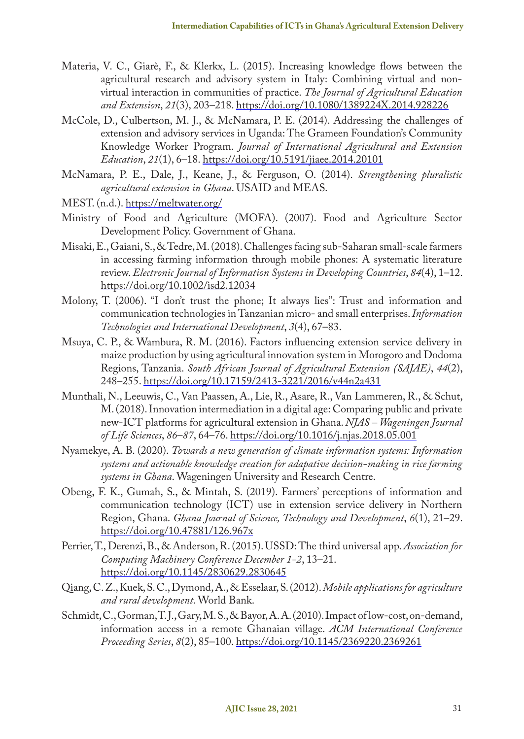Materia, V. C., Giarè, F., & Klerkx, L. (2015). Increasing knowledge flows between the agricultural research and advisory system in Italy: Combining virtual and non-virtual interaction in communities of practice. *The Journal of Agricultural Education and Extension*, *21*(3), 203–218. https://doi.org/10.1080/1389224X.2014.928226

McCole, D., Culbertson, M. J., & McNamara, P. E. (2014). Addressing the challenges of extension and advisory services in Uganda: The Grameen Foundation's Community Knowledge Worker Program. *Journal of International Agricultural and Extension Education*, *21*(1), 6–18. https://doi.org/10.5191/jiaee.2014.20101

McNamara, P. E., Dale, J., Keane, J., & Ferguson, O. (2014). *Strengthening pluralistic agricultural extension in Ghana*. USAID and MEAS.

MEST. (n.d.). https://meltwater.org/

Ministry of Food and Agriculture (MOFA). (2007). Food and Agriculture Sector Development Policy. Government of Ghana.

Misaki, E., Gaiani, S., & Tedre, M. (2018). Challenges facing sub-Saharan small-scale farmers in accessing farming information through mobile phones: A systematic literature review. *Electronic Journal of Information Systems in Developing Countries*, *84*(4), 1–12. https://doi.org/10.1002/isd2.12034

Molony, T. (2006). "I don't trust the phone; It always lies": Trust and information and communication technologies in Tanzanian micro- and small enterprises. *Information Technologies and International Development*, *3*(4), 67–83.

Msuya, C. P., & Wambura, R. M. (2016). Factors influencing extension service delivery in maize production by using agricultural innovation system in Morogoro and Dodoma Regions, Tanzania. *South African Journal of Agricultural Extension (SAJAE)*, *44*(2), 248–255. https://doi.org/10.17159/2413-3221/2016/v44n2a431

Munthali, N., Leeuwis, C., Van Paassen, A., Lie, R., Asare, R., Van Lammeren, R., & Schut, M. (2018). Innovation intermediation in a digital age: Comparing public and private new-ICT platforms for agricultural extension in Ghana. *NJAS – Wageningen Journal of Life Sciences*, *86–87*, 64–76. https://doi.org/10.1016/j.njas.2018.05.001

Nyamekye, A. B. (2020). *Towards a new generation of climate information systems: Information systems and actionable knowledge creation for adapative decision-making in rice farming systems in Ghana*. Wageningen University and Research Centre.

Obeng, F. K., Gumah, S., & Mintah, S. (2019). Farmers' perceptions of information and communication technology (ICT) use in extension service delivery in Northern Region, Ghana. *Ghana Journal of Science, Technology and Development*, *6*(1), 21–29. https://doi.org/10.47881/126.967x

Perrier, T., Derenzi, B., & Anderson, R. (2015). USSD: The third universal app. *Association for Computing Machinery Conference December 1-2*, 13–21. https://doi.org/10.1145/2830629.2830645

Qiang, C. Z., Kuek, S. C., Dymond, A., & Esselaar, S. (2012). *Mobile applications for agriculture and rural development*. World Bank.

Schmidt, C., Gorman, T. J., Gary, M. S., & Bayor, A. A. (2010). Impact of low-cost, on-demand, information access in a remote Ghanaian village. *ACM International Conference Proceeding Series*, *8*(2), 85–100. https://doi.org/10.1145/2369220.2369261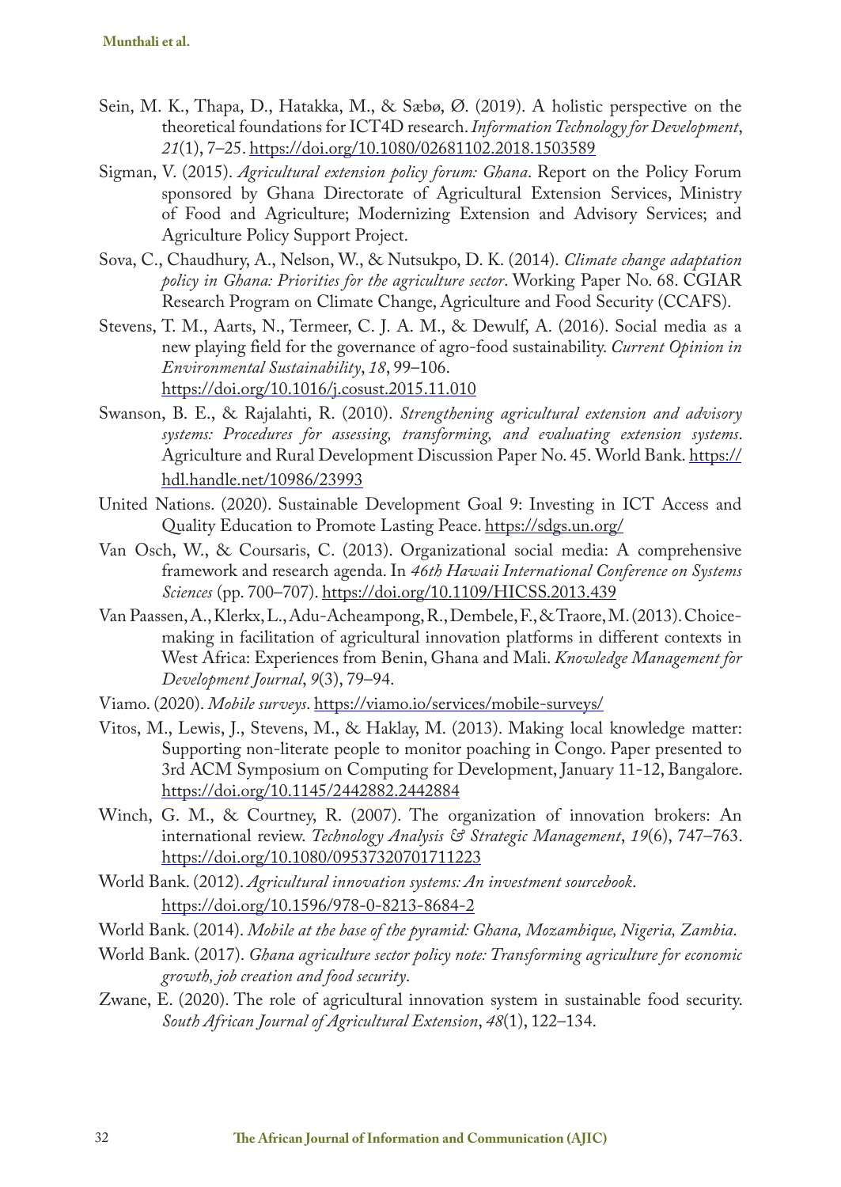Sein, M. K., Thapa, D., Hatakka, M., & Sæbø, Ø. (2019). A holistic perspective on the theoretical foundations for ICT4D research. *Information Technology for Development*, *21*(1), 7–25. https://doi.org/10.1080/02681102.2018.1503589

Sigman, V. (2015). *Agricultural extension policy forum: Ghana*. Report on the Policy Forum sponsored by Ghana Directorate of Agricultural Extension Services, Ministry of Food and Agriculture; Modernizing Extension and Advisory Services; and Agriculture Policy Support Project.

Sova, C., Chaudhury, A., Nelson, W., & Nutsukpo, D. K. (2014). *Climate change adaptation policy in Ghana: Priorities for the agriculture sector*. Working Paper No. 68. CGIAR Research Program on Climate Change, Agriculture and Food Security (CCAFS).

Stevens, T. M., Aarts, N., Termeer, C. J. A. M., & Dewulf, A. (2016). Social media as a new playing field for the governance of agro-food sustainability. *Current Opinion in Environmental Sustainability*, *18*, 99–106. https://doi.org/10.1016/j.cosust.2015.11.010

Swanson, B. E., & Rajalahti, R. (2010). *Strengthening agricultural extension and advisory systems: Procedures for assessing, transforming, and evaluating extension systems*. Agriculture and Rural Development Discussion Paper No. 45. World Bank. https://hdl.handle.net/10986/23993

United Nations. (2020). Sustainable Development Goal 9: Investing in ICT Access and Quality Education to Promote Lasting Peace. https://sdgs.un.org/

Van Osch, W., & Coursaris, C. (2013). Organizational social media: A comprehensive framework and research agenda. In *46th Hawaii International Conference on Systems Sciences* (pp. 700–707). https://doi.org/10.1109/HICSS.2013.439

Van Paassen, A., Klerkx, L., Adu-Acheampong, R., Dembele, F., & Traore, M. (2013). Choice-making in facilitation of agricultural innovation platforms in different contexts in West Africa: Experiences from Benin, Ghana and Mali. *Knowledge Management for Development Journal*, *9*(3), 79–94.

Viamo. (2020). *Mobile surveys*. https://viamo.io/services/mobile-surveys/

Vitos, M., Lewis, J., Stevens, M., & Haklay, M. (2013). Making local knowledge matter: Supporting non-literate people to monitor poaching in Congo. Paper presented to 3rd ACM Symposium on Computing for Development, January 11-12, Bangalore. https://doi.org/10.1145/2442882.2442884

Winch, G. M., & Courtney, R. (2007). The organization of innovation brokers: An international review. *Technology Analysis & Strategic Management*, *19*(6), 747–763. https://doi.org/10.1080/09537320701711223

World Bank. (2012). *Agricultural innovation systems: An investment sourcebook*. https://doi.org/10.1596/978-0-8213-8684-2

World Bank. (2014). *Mobile at the base of the pyramid: Ghana, Mozambique, Nigeria, Zambia*.

World Bank. (2017). *Ghana agriculture sector policy note: Transforming agriculture for economic growth, job creation and food security*.

Zwane, E. (2020). The role of agricultural innovation system in sustainable food security. *South African Journal of Agricultural Extension*, *48*(1), 122–134.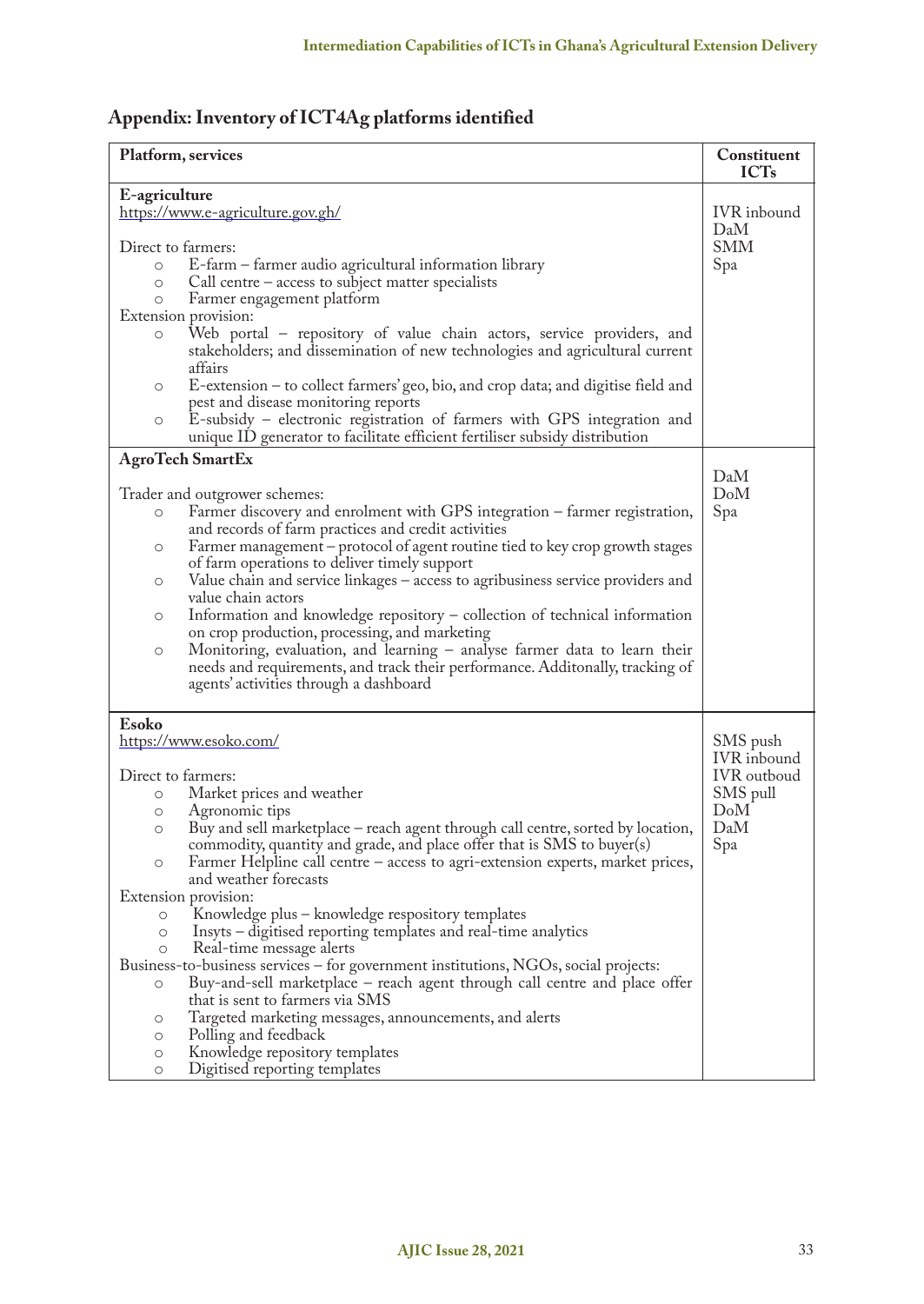## Appendix: Inventory of ICT4Ag platforms identified

| Platform, services | Constituent ICTs |
|---|---|
| **E-agriculture**<br>https://www.e-agriculture.gov.gh/<br><br>Direct to farmers:<br>○ E-farm – farmer audio agricultural information library<br>○ Call centre – access to subject matter specialists<br>○ Farmer engagement platform<br>Extension provision:<br>○ Web portal – repository of value chain actors, service providers, and stakeholders; and dissemination of new technologies and agricultural current affairs<br>○ E-extension – to collect farmers' geo, bio, and crop data; and digitise field and pest and disease monitoring reports<br>○ E-subsidy – electronic registration of farmers with GPS integration and unique ID generator to facilitate efficient fertiliser subsidy distribution | IVR inbound<br>DaM<br>SMM<br>Spa |
| **AgroTech SmartEx**<br><br>Trader and outgrower schemes:<br>○ Farmer discovery and enrolment with GPS integration – farmer registration, and records of farm practices and credit activities<br>○ Farmer management – protocol of agent routine tied to key crop growth stages of farm operations to deliver timely support<br>○ Value chain and service linkages – access to agribusiness service providers and value chain actors<br>○ Information and knowledge repository – collection of technical information on crop production, processing, and marketing<br>○ Monitoring, evaluation, and learning – analyse farmer data to learn their needs and requirements, and track their performance. Additonally, tracking of agents' activities through a dashboard | DaM<br>DoM<br>Spa |
| **Esoko**<br>https://www.esoko.com/<br><br>Direct to farmers:<br>○ Market prices and weather<br>○ Agronomic tips<br>○ Buy and sell marketplace – reach agent through call centre, sorted by location, commodity, quantity and grade, and place offer that is SMS to buyer(s)<br>○ Farmer Helpline call centre – access to agri-extension experts, market prices, and weather forecasts<br>Extension provision:<br>○ Knowledge plus – knowledge respository templates<br>○ Insyts – digitised reporting templates and real-time analytics<br>○ Real-time message alerts<br>Business-to-business services – for government institutions, NGOs, social projects:<br>○ Buy-and-sell marketplace – reach agent through call centre and place offer that is sent to farmers via SMS<br>○ Targeted marketing messages, announcements, and alerts<br>○ Polling and feedback<br>○ Knowledge repository templates<br>○ Digitised reporting templates | SMS push<br>IVR inbound<br>IVR outboud<br>SMS pull<br>DoM<br>DaM<br>Spa |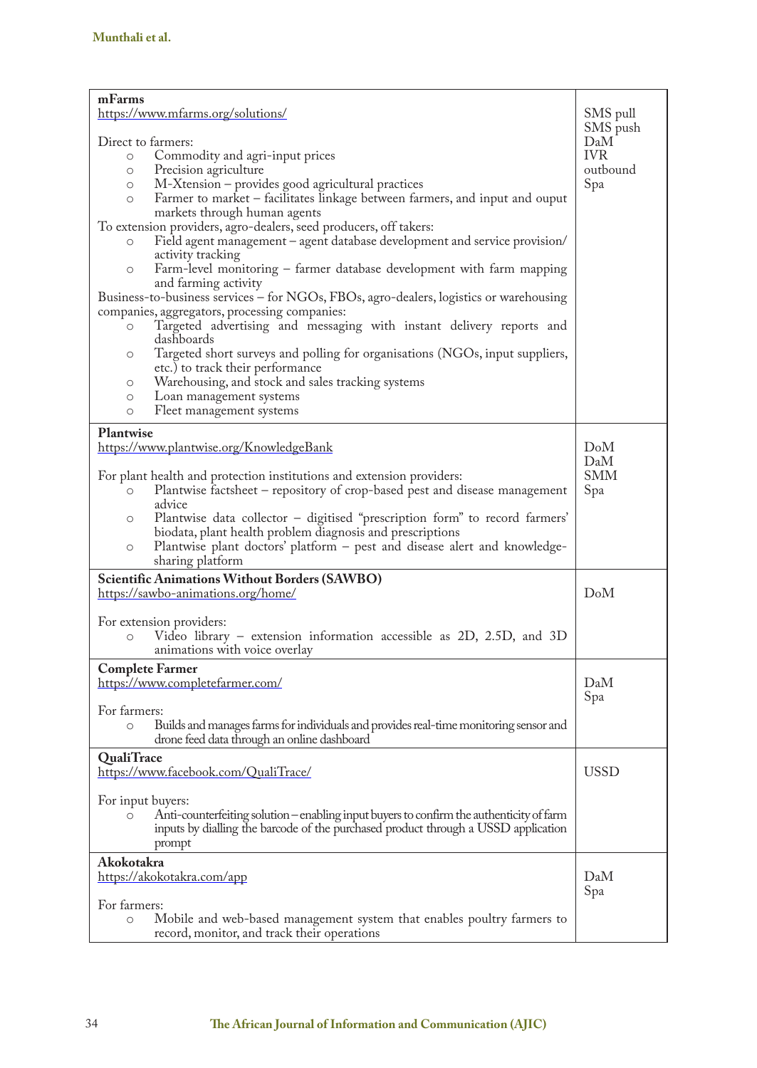| | |
|---|---|
| **mFarms**<br>https://www.mfarms.org/solutions/<br><br>Direct to farmers:<br>○ Commodity and agri-input prices<br>○ Precision agriculture<br>○ M-Xtension – provides good agricultural practices<br>○ Farmer to market – facilitates linkage between farmers, and input and ouput markets through human agents<br>To extension providers, agro-dealers, seed producers, off takers:<br>○ Field agent management – agent database development and service provision/activity tracking<br>○ Farm-level monitoring – farmer database development with farm mapping and farming activity<br>Business-to-business services – for NGOs, FBOs, agro-dealers, logistics or warehousing companies, aggregators, processing companies:<br>○ Targeted advertising and messaging with instant delivery reports and dashboards<br>○ Targeted short surveys and polling for organisations (NGOs, input suppliers, etc.) to track their performance<br>○ Warehousing, and stock and sales tracking systems<br>○ Loan management systems<br>○ Fleet management systems | SMS pull<br>SMS push<br>DaM<br>IVR outbound<br>Spa |
| **Plantwise**<br>https://www.plantwise.org/KnowledgeBank<br><br>For plant health and protection institutions and extension providers:<br>○ Plantwise factsheet – repository of crop-based pest and disease management advice<br>○ Plantwise data collector – digitised "prescription form" to record farmers' biodata, plant health problem diagnosis and prescriptions<br>○ Plantwise plant doctors' platform – pest and disease alert and knowledge-sharing platform | DoM<br>DaM<br>SMM<br>Spa |
| **Scientific Animations Without Borders (SAWBO)**<br>https://sawbo-animations.org/home/<br><br>For extension providers:<br>○ Video library – extension information accessible as 2D, 2.5D, and 3D animations with voice overlay | DoM |
| **Complete Farmer**<br>https://www.completefarmer.com/<br><br>For farmers:<br>○ Builds and manages farms for individuals and provides real-time monitoring sensor and drone feed data through an online dashboard | DaM<br>Spa |
| **QualiTrace**<br>https://www.facebook.com/QualiTrace/<br><br>For input buyers:<br>○ Anti-counterfeiting solution – enabling input buyers to confirm the authenticity of farm inputs by dialling the barcode of the purchased product through a USSD application prompt | USSD |
| **Akokotakra**<br>https://akokotakra.com/app<br><br>For farmers:<br>○ Mobile and web-based management system that enables poultry farmers to record, monitor, and track their operations | DaM<br>Spa |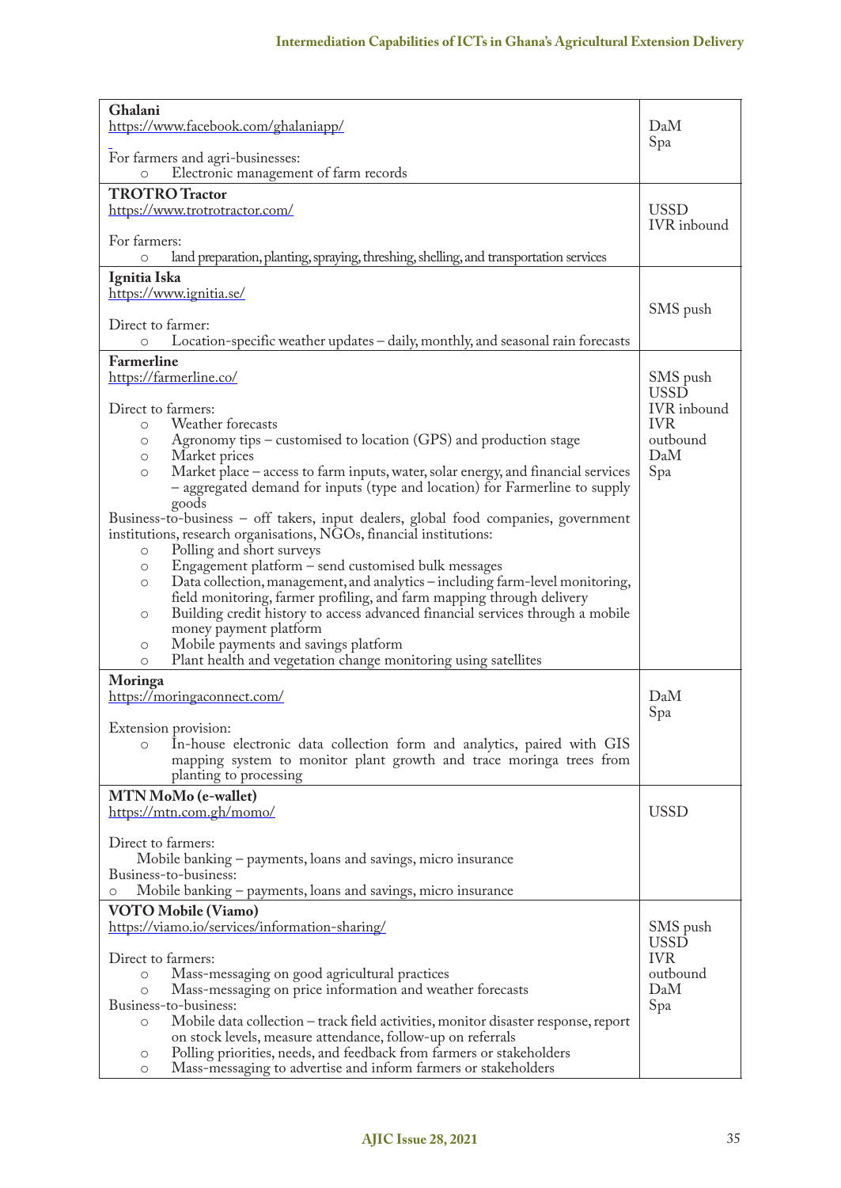| | |
|---|---|
| **Ghalani**<br>https://www.facebook.com/ghalaniapp/<br><br>For farmers and agri-businesses:<br>○ Electronic management of farm records | DaM<br>Spa |
| **TROTRO Tractor**<br>https://www.trotrotractor.com/<br><br>For farmers:<br>○ land preparation, planting, spraying, threshing, shelling, and transportation services | USSD<br>IVR inbound |
| **Ignitia Iska**<br>https://www.ignitia.se/<br><br>Direct to farmer:<br>○ Location-specific weather updates – daily, monthly, and seasonal rain forecasts | SMS push |
| **Farmerline**<br>https://farmerline.co/<br><br>Direct to farmers:<br>○ Weather forecasts<br>○ Agronomy tips – customised to location (GPS) and production stage<br>○ Market prices<br>○ Market place – access to farm inputs, water, solar energy, and financial services – aggregated demand for inputs (type and location) for Farmerline to supply goods<br>Business-to-business – off takers, input dealers, global food companies, government institutions, research organisations, NGOs, financial institutions:<br>○ Polling and short surveys<br>○ Engagement platform – send customised bulk messages<br>○ Data collection, management, and analytics – including farm-level monitoring, field monitoring, farmer profiling, and farm mapping through delivery<br>○ Building credit history to access advanced financial services through a mobile money payment platform<br>○ Mobile payments and savings platform<br>○ Plant health and vegetation change monitoring using satellites | SMS push<br>USSD<br>IVR inbound<br>IVR outbound<br>DaM<br>Spa |
| **Moringa**<br>https://moringaconnect.com/<br><br>Extension provision:<br>○ In-house electronic data collection form and analytics, paired with GIS mapping system to monitor plant growth and trace moringa trees from planting to processing | DaM<br>Spa |
| **MTN MoMo (e-wallet)**<br>https://mtn.com.gh/momo/<br><br>Direct to farmers:<br>Mobile banking – payments, loans and savings, micro insurance<br>Business-to-business:<br>○ Mobile banking – payments, loans and savings, micro insurance | USSD |
| **VOTO Mobile (Viamo)**<br>https://viamo.io/services/information-sharing/<br><br>Direct to farmers:<br>○ Mass-messaging on good agricultural practices<br>○ Mass-messaging on price information and weather forecasts<br>Business-to-business:<br>○ Mobile data collection – track field activities, monitor disaster response, report on stock levels, measure attendance, follow-up on referrals<br>○ Polling priorities, needs, and feedback from farmers or stakeholders<br>○ Mass-messaging to advertise and inform farmers or stakeholders | SMS push<br>USSD<br>IVR outbound<br>DaM<br>Spa |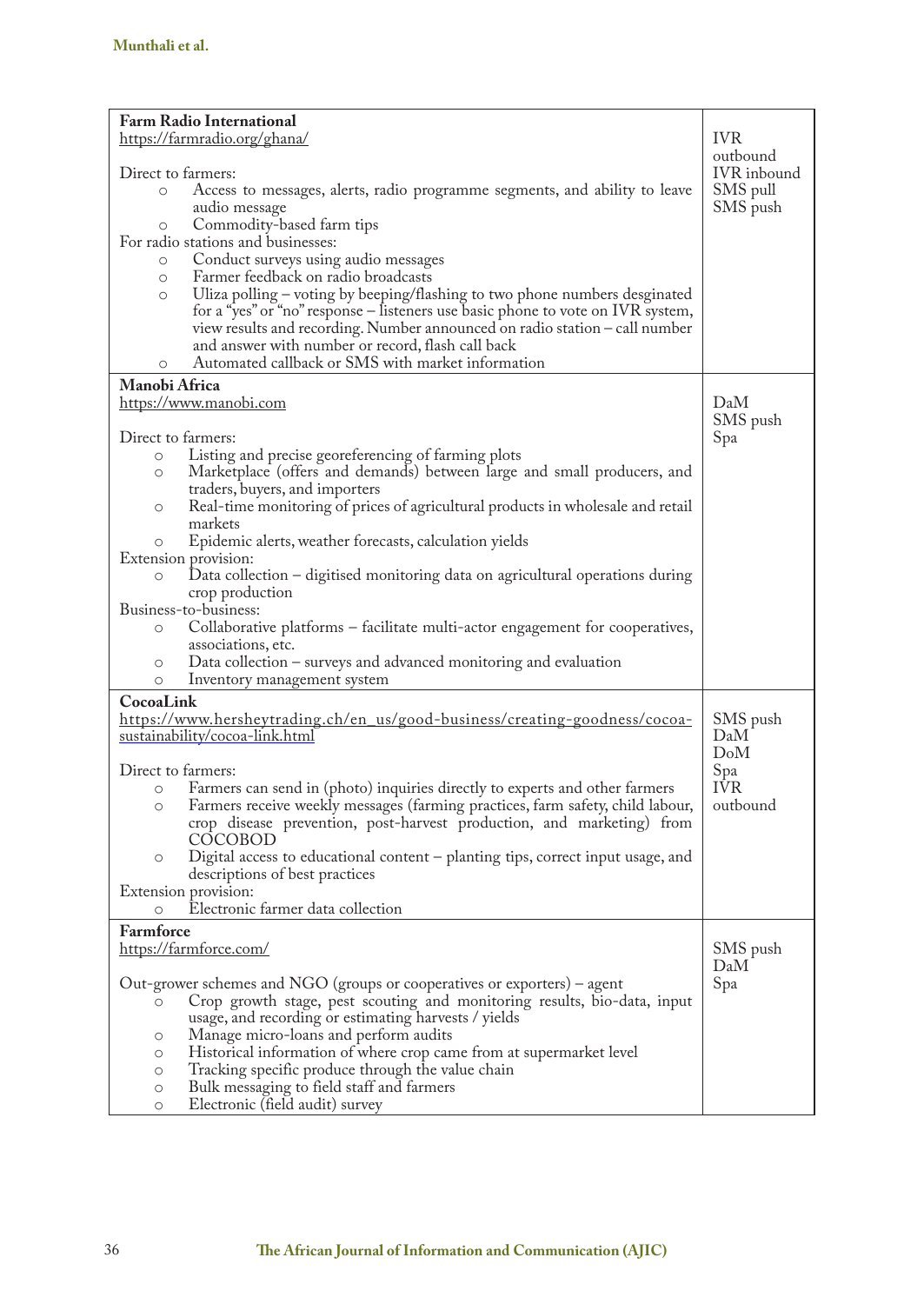| | |
|---|---|
| **Farm Radio International**<br>https://farmradio.org/ghana/<br><br>Direct to farmers:<br>○ Access to messages, alerts, radio programme segments, and ability to leave audio message<br>○ Commodity-based farm tips<br>For radio stations and businesses:<br>○ Conduct surveys using audio messages<br>○ Farmer feedback on radio broadcasts<br>○ Uliza polling – voting by beeping/flashing to two phone numbers desginated for a "yes" or "no" response – listeners use basic phone to vote on IVR system, view results and recording. Number announced on radio station – call number and answer with number or record, flash call back<br>○ Automated callback or SMS with market information | IVR outbound<br>IVR inbound<br>SMS pull<br>SMS push |
| **Manobi Africa**<br>https://www.manobi.com<br><br>Direct to farmers:<br>○ Listing and precise georeferencing of farming plots<br>○ Marketplace (offers and demands) between large and small producers, and traders, buyers, and importers<br>○ Real-time monitoring of prices of agricultural products in wholesale and retail markets<br>○ Epidemic alerts, weather forecasts, calculation yields<br>Extension provision:<br>○ Data collection – digitised monitoring data on agricultural operations during crop production<br>Business-to-business:<br>○ Collaborative platforms – facilitate multi-actor engagement for cooperatives, associations, etc.<br>○ Data collection – surveys and advanced monitoring and evaluation<br>○ Inventory management system | DaM<br>SMS push<br>Spa |
| **CocoaLink**<br>https://www.hersheytrading.ch/en_us/good-business/creating-goodness/cocoa-sustainability/cocoa-link.html<br><br>Direct to farmers:<br>○ Farmers can send in (photo) inquiries directly to experts and other farmers<br>○ Farmers receive weekly messages (farming practices, farm safety, child labour, crop disease prevention, post-harvest production, and marketing) from COCOBOD<br>○ Digital access to educational content – planting tips, correct input usage, and descriptions of best practices<br>Extension provision:<br>○ Electronic farmer data collection | SMS push<br>DaM<br>DoM<br>Spa<br>IVR outbound |
| **Farmforce**<br>https://farmforce.com/<br><br>Out-grower schemes and NGO (groups or cooperatives or exporters) – agent<br>○ Crop growth stage, pest scouting and monitoring results, bio-data, input usage, and recording or estimating harvests / yields<br>○ Manage micro-loans and perform audits<br>○ Historical information of where crop came from at supermarket level<br>○ Tracking specific produce through the value chain<br>○ Bulk messaging to field staff and farmers<br>○ Electronic (field audit) survey | SMS push<br>DaM<br>Spa |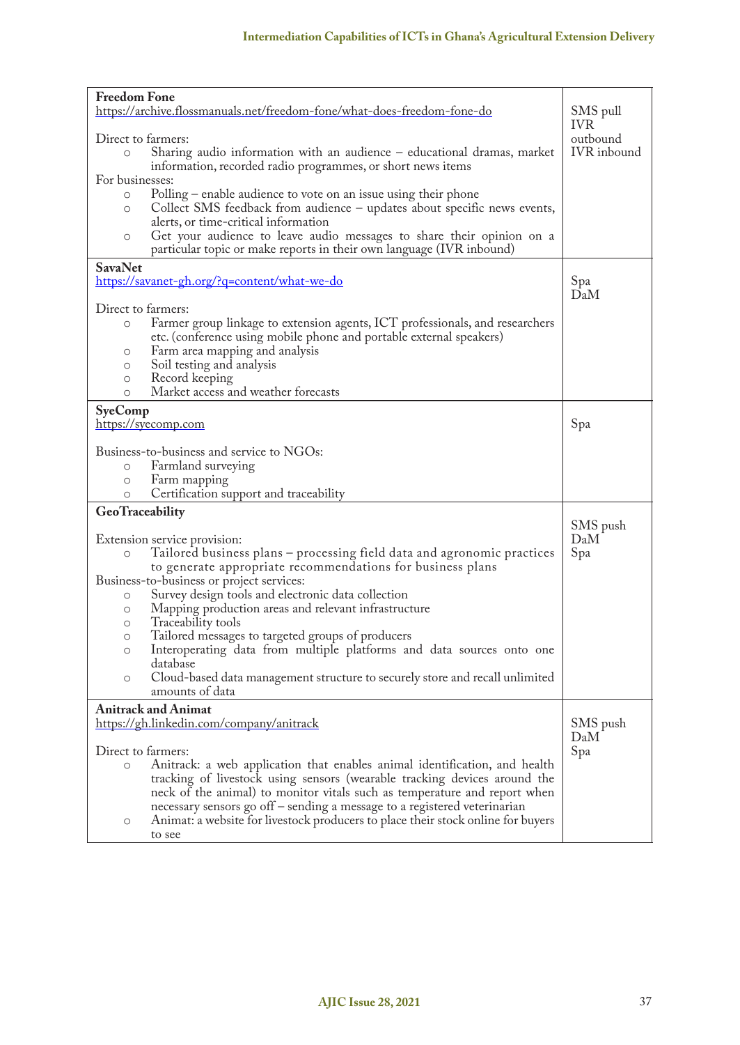| | |
|---|---|
| **Freedom Fone**<br>https://archive.flossmanuals.net/freedom-fone/what-does-freedom-fone-do<br><br>Direct to farmers:<br>○ Sharing audio information with an audience – educational dramas, market information, recorded radio programmes, or short news items<br>For businesses:<br>○ Polling – enable audience to vote on an issue using their phone<br>○ Collect SMS feedback from audience – updates about specific news events, alerts, or time-critical information<br>○ Get your audience to leave audio messages to share their opinion on a particular topic or make reports in their own language (IVR inbound) | SMS pull<br>IVR outbound<br>IVR inbound |
| **SavaNet**<br>https://savanet-gh.org/?q=content/what-we-do<br><br>Direct to farmers:<br>○ Farmer group linkage to extension agents, ICT professionals, and researchers etc. (conference using mobile phone and portable external speakers)<br>○ Farm area mapping and analysis<br>○ Soil testing and analysis<br>○ Record keeping<br>○ Market access and weather forecasts | Spa<br>DaM |
| **SyeComp**<br>https://syecomp.com<br><br>Business-to-business and service to NGOs:<br>○ Farmland surveying<br>○ Farm mapping<br>○ Certification support and traceability | Spa |
| **GeoTraceability**<br><br>Extension service provision:<br>○ Tailored business plans – processing field data and agronomic practices to generate appropriate recommendations for business plans<br>Business-to-business or project services:<br>○ Survey design tools and electronic data collection<br>○ Mapping production areas and relevant infrastructure<br>○ Traceability tools<br>○ Tailored messages to targeted groups of producers<br>○ Interoperating data from multiple platforms and data sources onto one database<br>○ Cloud-based data management structure to securely store and recall unlimited amounts of data | SMS push<br>DaM<br>Spa |
| **Anitrack and Animat**<br>https://gh.linkedin.com/company/anitrack<br><br>Direct to farmers:<br>○ Anitrack: a web application that enables animal identification, and health tracking of livestock using sensors (wearable tracking devices around the neck of the animal) to monitor vitals such as temperature and report when necessary sensors go off – sending a message to a registered veterinarian<br>○ Animat: a website for livestock producers to place their stock online for buyers to see | SMS push<br>DaM<br>Spa |